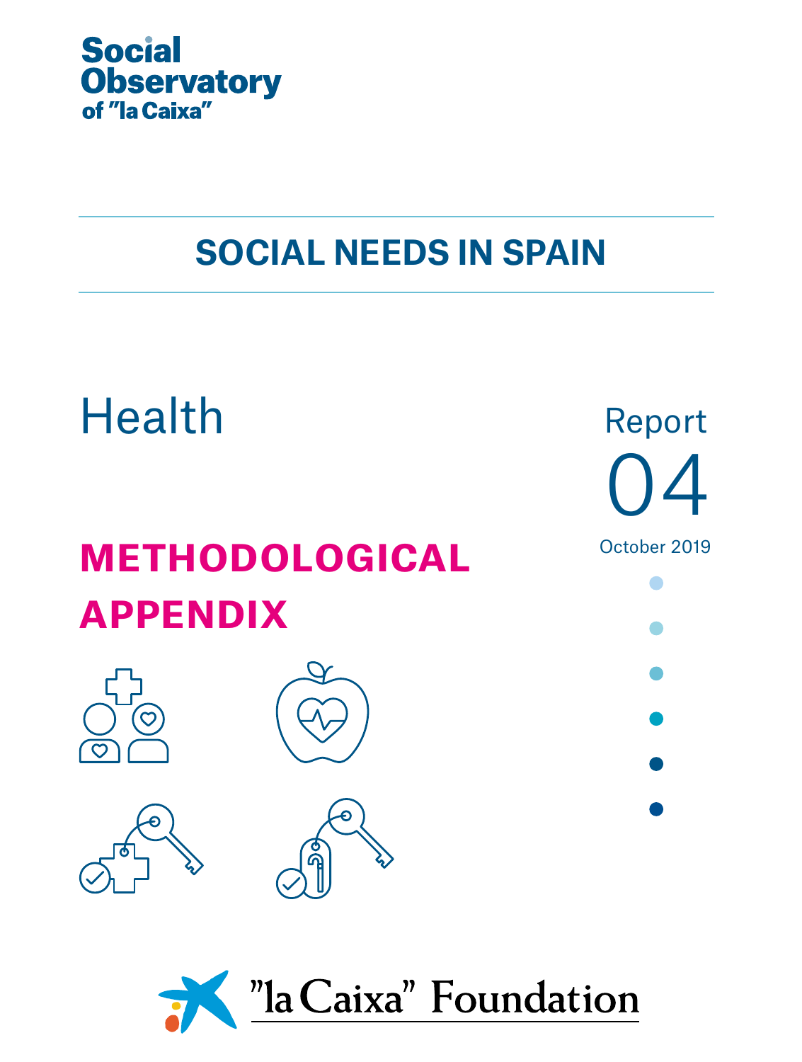Social Observatory of "la Caixa"

# SOCIAL NEEDS IN SPAIN

## Health

Report 04

October 2019

# METHODOLOGICAL APPENDIX

"la Caixa" Foundation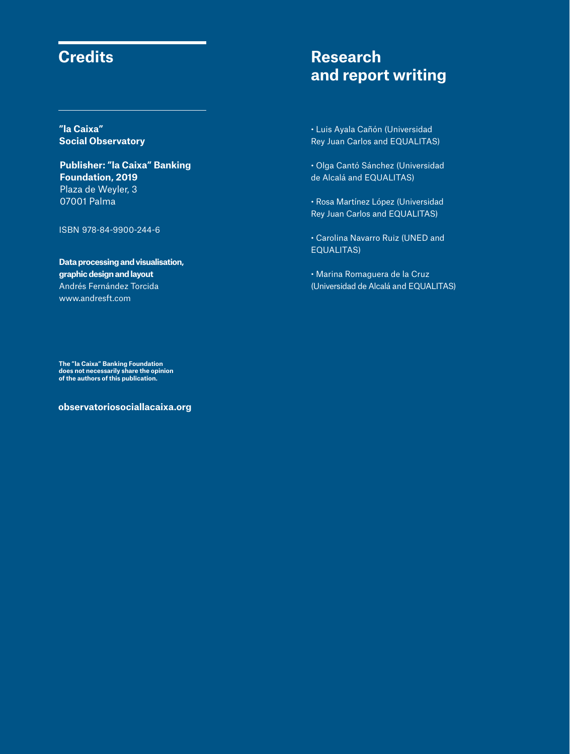## Credits

**"la Caixa" Social Observatory**

**Publisher: "la Caixa" Banking Foundation, 2019**
Plaza de Weyler, 3
07001 Palma

ISBN 978-84-9900-244-6

**Data processing and visualisation, graphic design and layout**
Andrés Fernández Torcida
www.andresft.com

**The "la Caixa" Banking Foundation does not necessarily share the opinion of the authors of this publication.**

**observatoriosociallacaixa.org**

## Research and report writing

- Luis Ayala Cañón (Universidad Rey Juan Carlos and EQUALITAS)
- Olga Cantó Sánchez (Universidad de Alcalá and EQUALITAS)
- Rosa Martínez López (Universidad Rey Juan Carlos and EQUALITAS)
- Carolina Navarro Ruiz (UNED and EQUALITAS)
- Marina Romaguera de la Cruz (Universidad de Alcalá and EQUALITAS)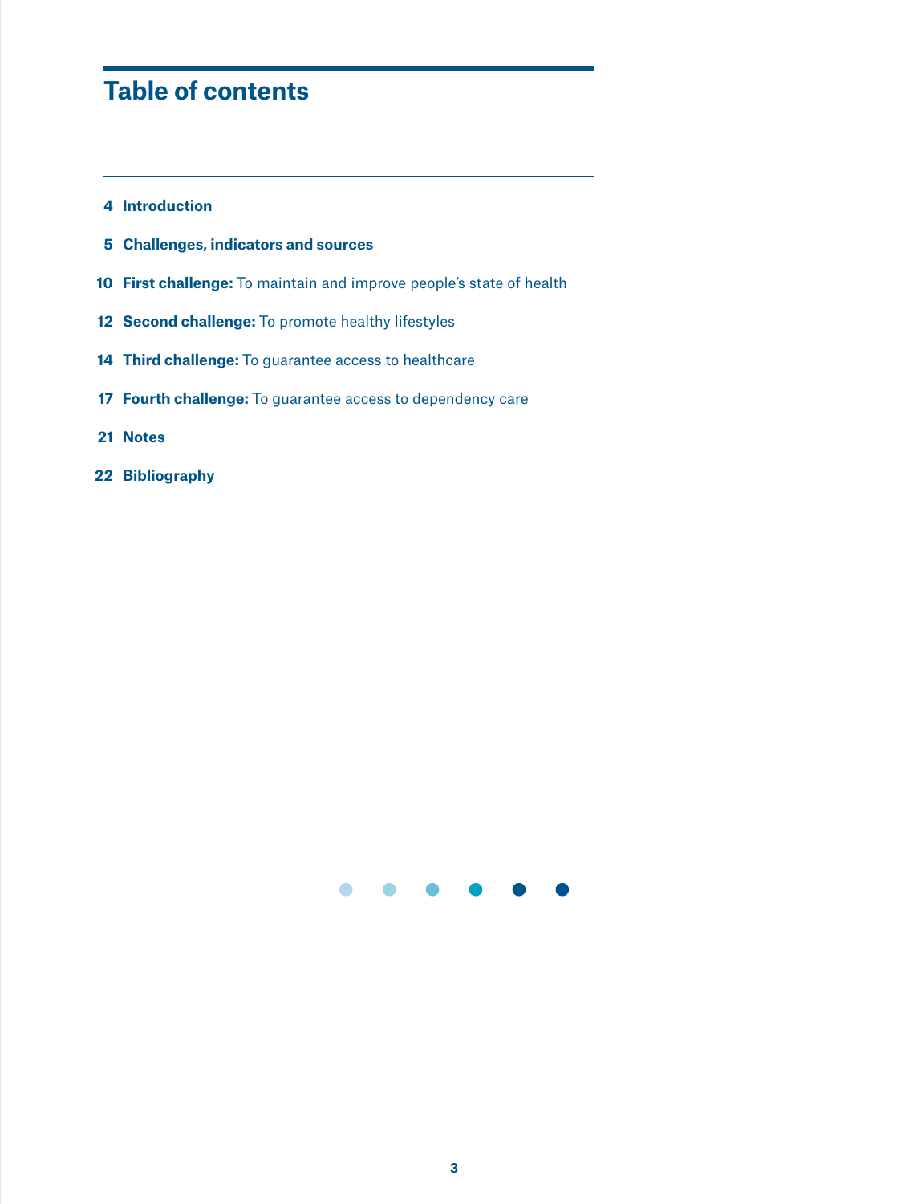# Table of contents

4 **Introduction**

5 **Challenges, indicators and sources**

10 **First challenge:** To maintain and improve people's state of health

12 **Second challenge:** To promote healthy lifestyles

14 **Third challenge:** To guarantee access to healthcare

17 **Fourth challenge:** To guarantee access to dependency care

21 **Notes**

22 **Bibliography**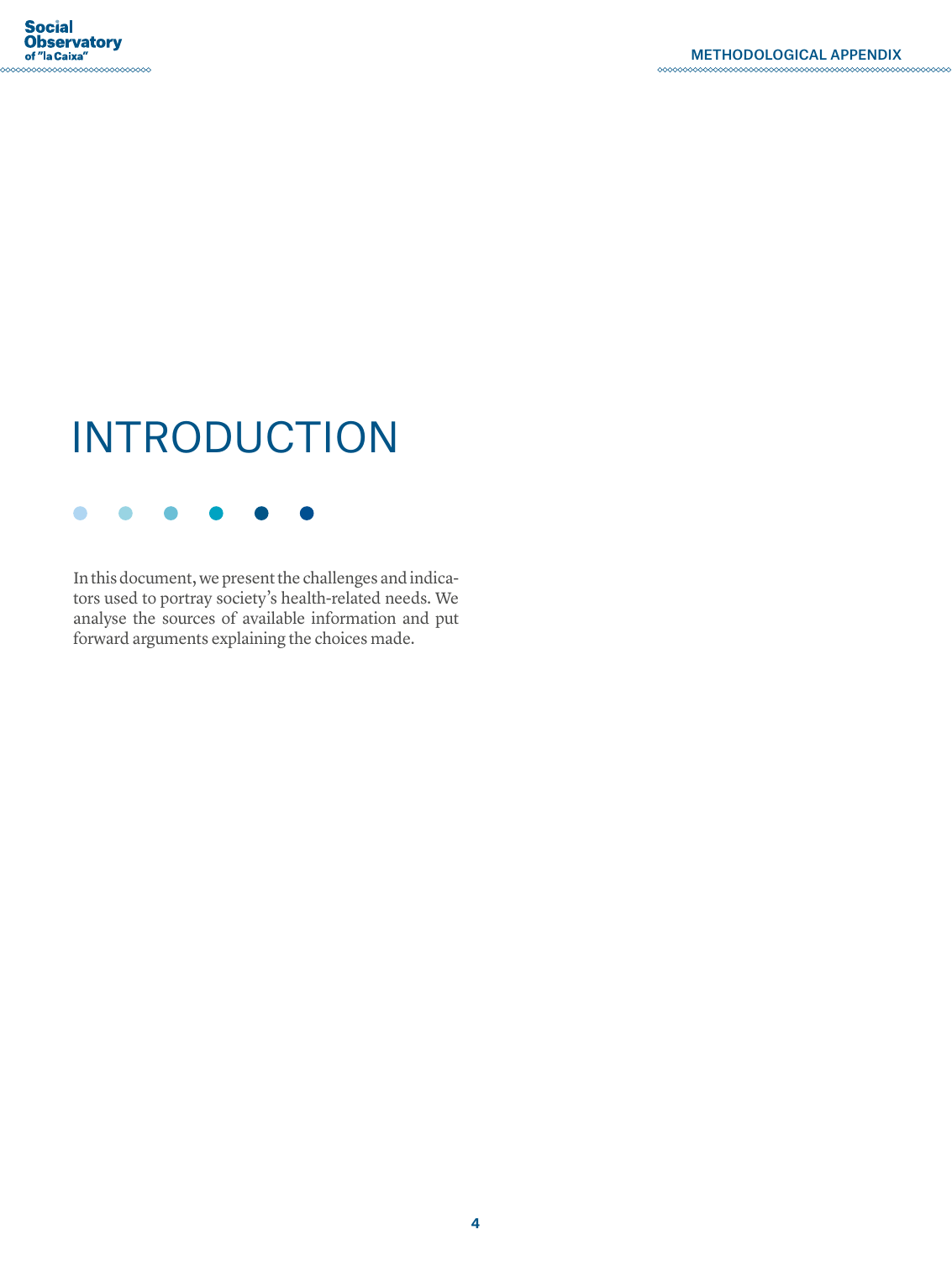# INTRODUCTION

In this document, we present the challenges and indicators used to portray society's health-related needs. We analyse the sources of available information and put forward arguments explaining the choices made.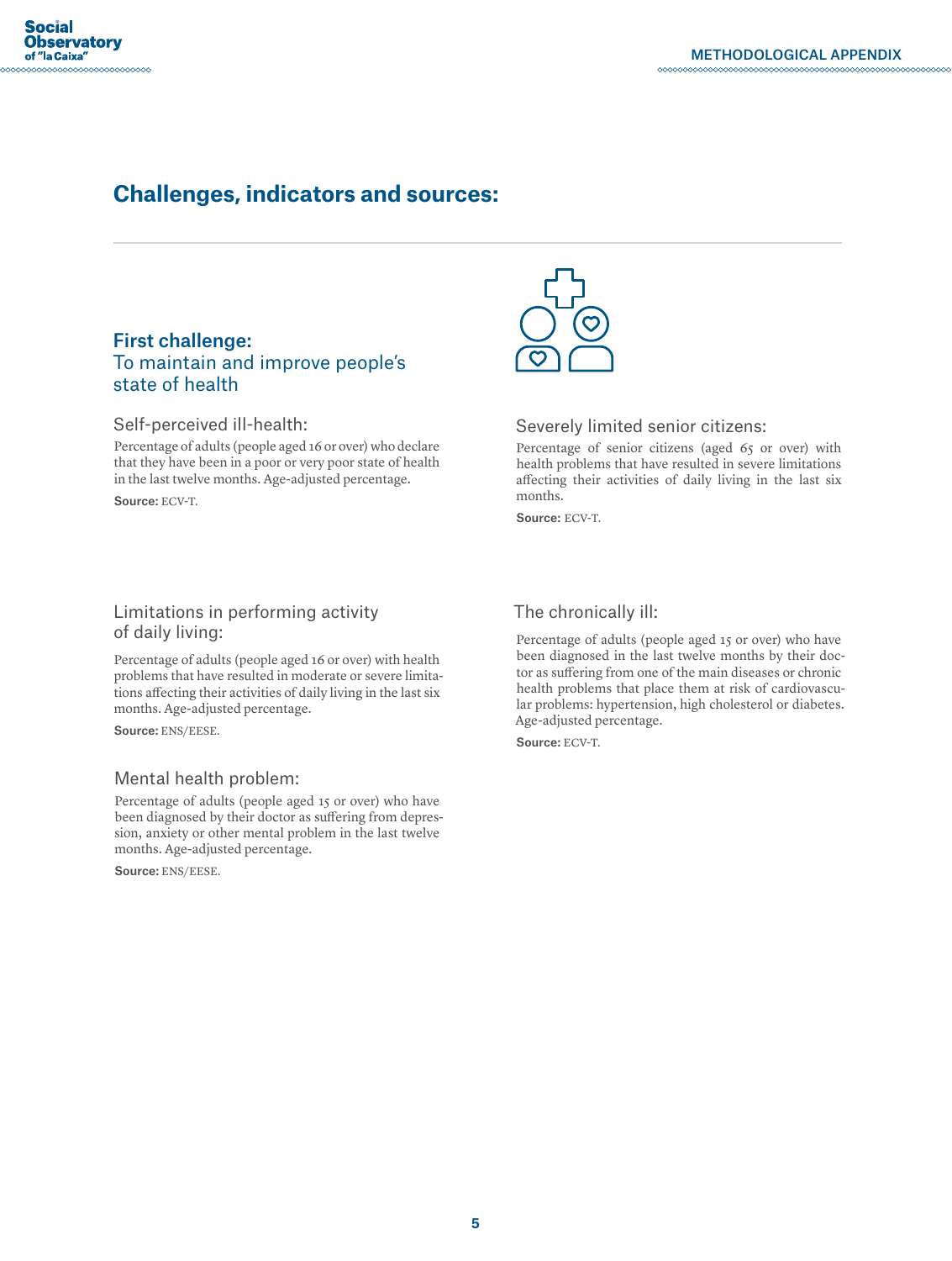## Challenges, indicators and sources:

### First challenge:
### To maintain and improve people's state of health

#### Self-perceived ill-health:

Percentage of adults (people aged 16 or over) who declare that they have been in a poor or very poor state of health in the last twelve months. Age-adjusted percentage.

**Source:** ECV-T.

#### Limitations in performing activity of daily living:

Percentage of adults (people aged 16 or over) with health problems that have resulted in moderate or severe limitations affecting their activities of daily living in the last six months. Age-adjusted percentage.

**Source:** ENS/EESE.

#### Mental health problem:

Percentage of adults (people aged 15 or over) who have been diagnosed by their doctor as suffering from depression, anxiety or other mental problem in the last twelve months. Age-adjusted percentage.

**Source:** ENS/EESE.

#### Severely limited senior citizens:

Percentage of senior citizens (aged 65 or over) with health problems that have resulted in severe limitations affecting their activities of daily living in the last six months.

**Source:** ECV-T.

#### The chronically ill:

Percentage of adults (people aged 15 or over) who have been diagnosed in the last twelve months by their doctor as suffering from one of the main diseases or chronic health problems that place them at risk of cardiovascular problems: hypertension, high cholesterol or diabetes. Age-adjusted percentage.

**Source:** ECV-T.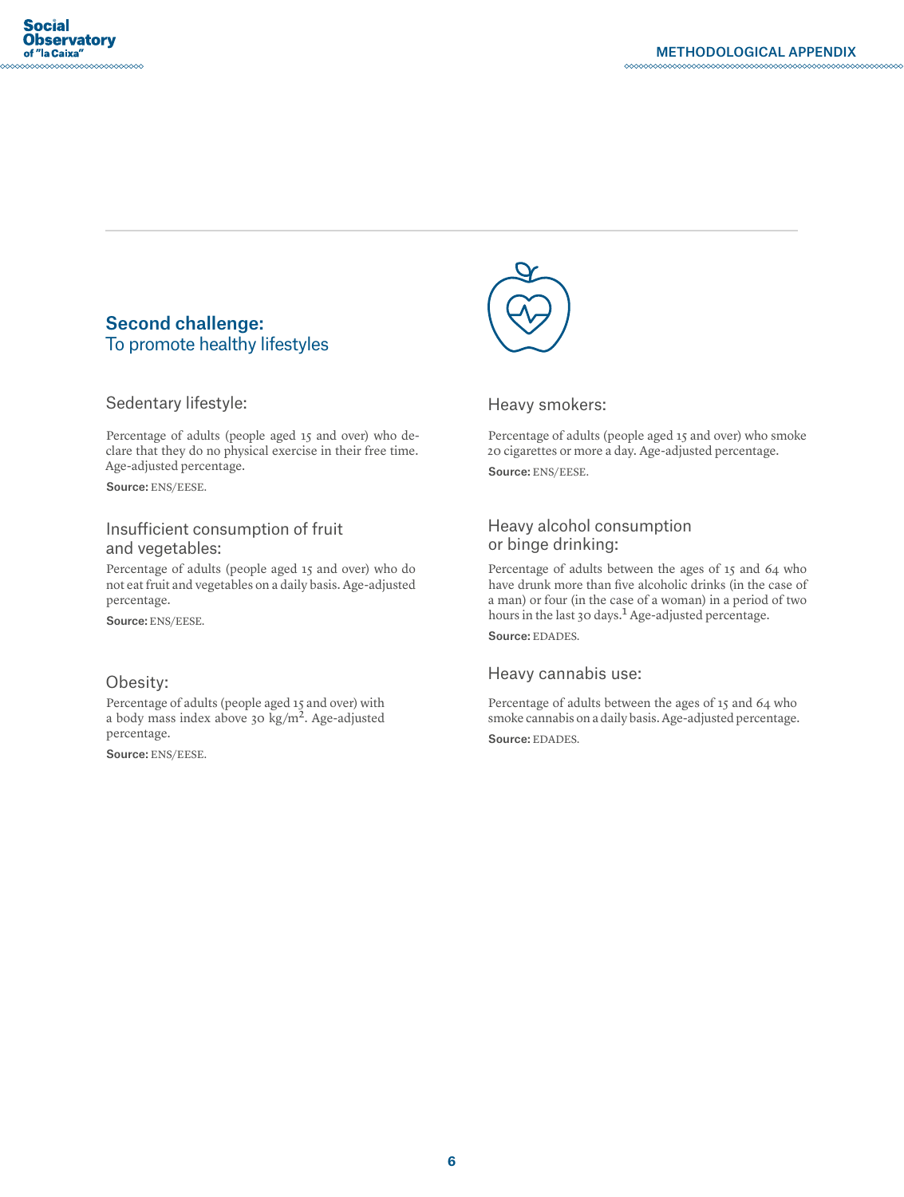## Second challenge:
To promote healthy lifestyles

### Sedentary lifestyle:

Percentage of adults (people aged 15 and over) who declare that they do no physical exercise in their free time. Age-adjusted percentage.

**Source:** ENS/EESE.

### Insufficient consumption of fruit and vegetables:

Percentage of adults (people aged 15 and over) who do not eat fruit and vegetables on a daily basis. Age-adjusted percentage.

**Source:** ENS/EESE.

### Obesity:

Percentage of adults (people aged 15 and over) with a body mass index above 30 $kg/m^2$. Age-adjusted percentage.

**Source:** ENS/EESE.

### Heavy smokers:

Percentage of adults (people aged 15 and over) who smoke 20 cigarettes or more a day. Age-adjusted percentage.

**Source:** ENS/EESE.

### Heavy alcohol consumption or binge drinking:

Percentage of adults between the ages of 15 and 64 who have drunk more than five alcoholic drinks (in the case of a man) or four (in the case of a woman) in a period of two hours in the last 30 days.[1] Age-adjusted percentage.

**Source:** EDADES.

### Heavy cannabis use:

Percentage of adults between the ages of 15 and 64 who smoke cannabis on a daily basis. Age-adjusted percentage.

**Source:** EDADES.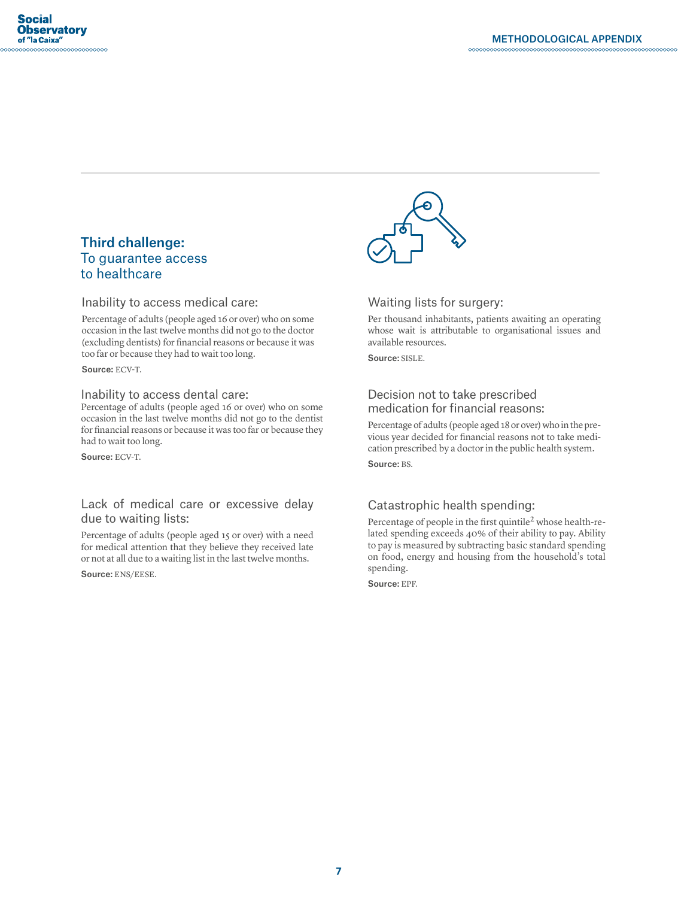## Third challenge:
To guarantee access to healthcare

### Inability to access medical care:

Percentage of adults (people aged 16 or over) who on some occasion in the last twelve months did not go to the doctor (excluding dentists) for financial reasons or because it was too far or because they had to wait too long.

**Source:** ECV-T.

### Inability to access dental care:

Percentage of adults (people aged 16 or over) who on some occasion in the last twelve months did not go to the dentist for financial reasons or because it was too far or because they had to wait too long.

**Source:** ECV-T.

### Lack of medical care or excessive delay due to waiting lists:

Percentage of adults (people aged 15 or over) with a need for medical attention that they believe they received late or not at all due to a waiting list in the last twelve months.

**Source:** ENS/EESE.

### Waiting lists for surgery:

Per thousand inhabitants, patients awaiting an operating whose wait is attributable to organisational issues and available resources.

**Source:** SISLE.

### Decision not to take prescribed medication for financial reasons:

Percentage of adults (people aged 18 or over) who in the previous year decided for financial reasons not to take medication prescribed by a doctor in the public health system.

**Source:** BS.

### Catastrophic health spending:

Percentage of people in the first quintile[2] whose health-related spending exceeds 40% of their ability to pay. Ability to pay is measured by subtracting basic standard spending on food, energy and housing from the household's total spending.

**Source:** EPF.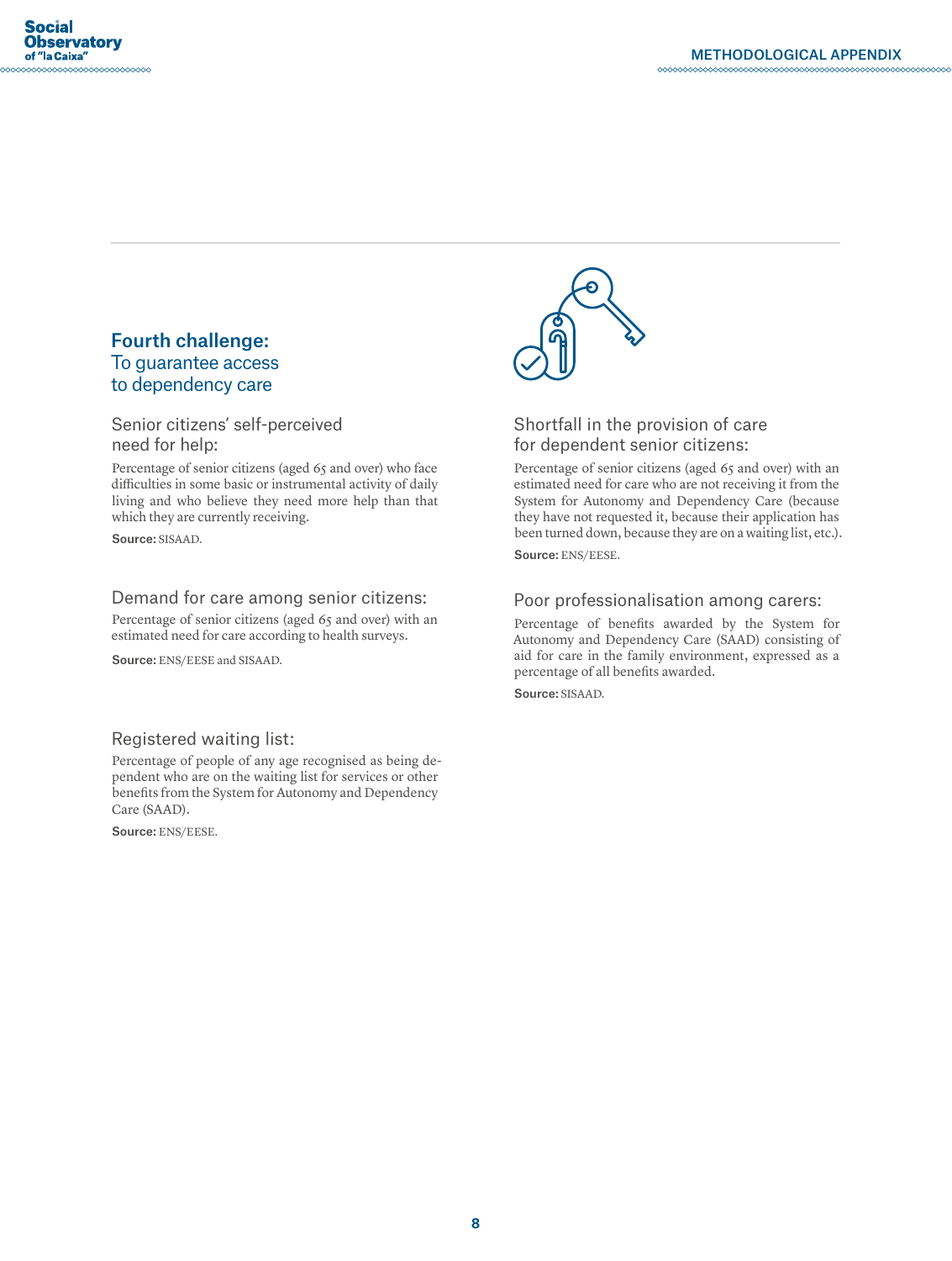## Fourth challenge:
To guarantee access to dependency care

### Senior citizens' self-perceived need for help:

Percentage of senior citizens (aged 65 and over) who face difficulties in some basic or instrumental activity of daily living and who believe they need more help than that which they are currently receiving.

**Source:** SISAAD.

### Demand for care among senior citizens:

Percentage of senior citizens (aged 65 and over) with an estimated need for care according to health surveys.

**Source:** ENS/EESE and SISAAD.

### Registered waiting list:

Percentage of people of any age recognised as being dependent who are on the waiting list for services or other benefits from the System for Autonomy and Dependency Care (SAAD).

**Source:** ENS/EESE.

### Shortfall in the provision of care for dependent senior citizens:

Percentage of senior citizens (aged 65 and over) with an estimated need for care who are not receiving it from the System for Autonomy and Dependency Care (because they have not requested it, because their application has been turned down, because they are on a waiting list, etc.).

**Source:** ENS/EESE.

### Poor professionalisation among carers:

Percentage of benefits awarded by the System for Autonomy and Dependency Care (SAAD) consisting of aid for care in the family environment, expressed as a percentage of all benefits awarded.

**Source:** SISAAD.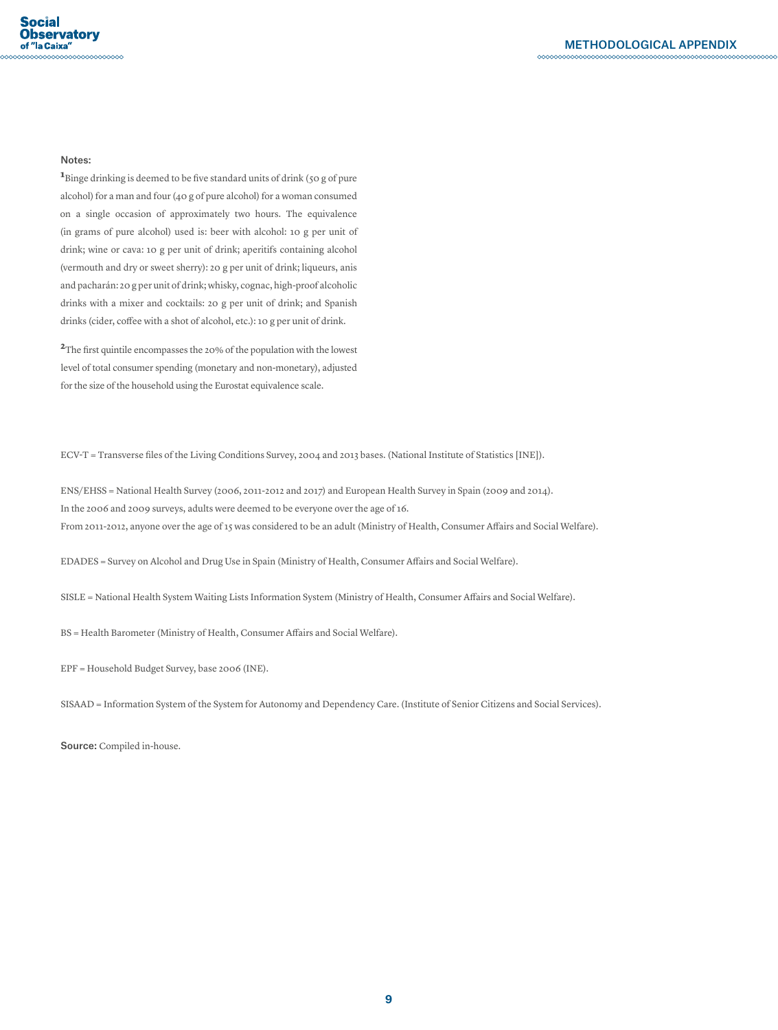**Notes:**

[1] Binge drinking is deemed to be five standard units of drink (50 g of pure alcohol) for a man and four (40 g of pure alcohol) for a woman consumed on a single occasion of approximately two hours. The equivalence (in grams of pure alcohol) used is: beer with alcohol: 10 g per unit of drink; wine or cava: 10 g per unit of drink; aperitifs containing alcohol (vermouth and dry or sweet sherry): 20 g per unit of drink; liqueurs, anis and pacharán: 20 g per unit of drink; whisky, cognac, high-proof alcoholic drinks with a mixer and cocktails: 20 g per unit of drink; and Spanish drinks (cider, coffee with a shot of alcohol, etc.): 10 g per unit of drink.

[2] The first quintile encompasses the 20% of the population with the lowest level of total consumer spending (monetary and non-monetary), adjusted for the size of the household using the Eurostat equivalence scale.

ECV-T = Transverse files of the Living Conditions Survey, 2004 and 2013 bases. (National Institute of Statistics [INE]).

ENS/EHSS = National Health Survey (2006, 2011-2012 and 2017) and European Health Survey in Spain (2009 and 2014).
In the 2006 and 2009 surveys, adults were deemed to be everyone over the age of 16.
From 2011-2012, anyone over the age of 15 was considered to be an adult (Ministry of Health, Consumer Affairs and Social Welfare).

EDADES = Survey on Alcohol and Drug Use in Spain (Ministry of Health, Consumer Affairs and Social Welfare).

SISLE = National Health System Waiting Lists Information System (Ministry of Health, Consumer Affairs and Social Welfare).

BS = Health Barometer (Ministry of Health, Consumer Affairs and Social Welfare).

EPF = Household Budget Survey, base 2006 (INE).

SISAAD = Information System of the System for Autonomy and Dependency Care. (Institute of Senior Citizens and Social Services).

**Source:** Compiled in-house.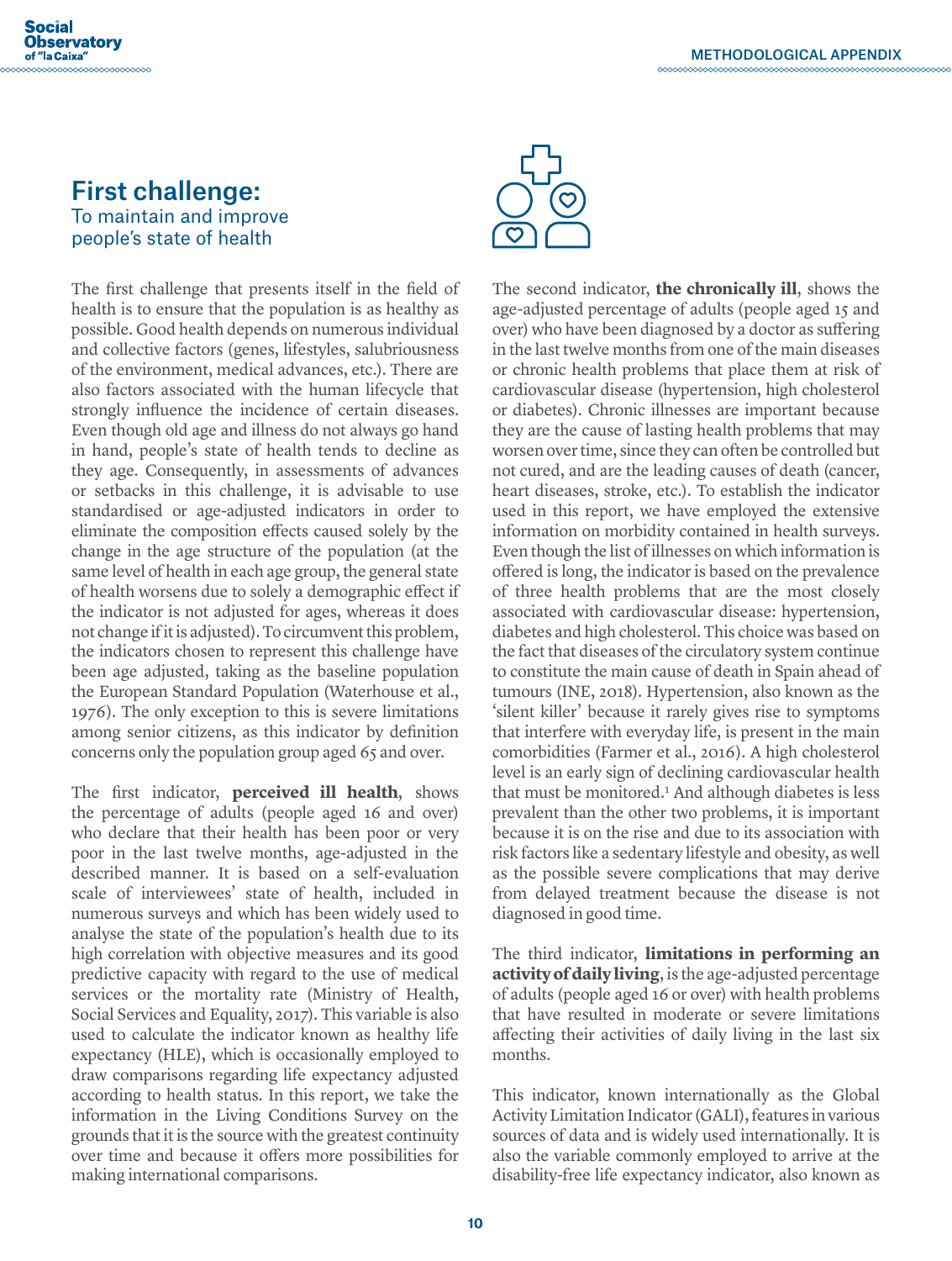# First challenge:
## To maintain and improve people's state of health

The first challenge that presents itself in the field of health is to ensure that the population is as healthy as possible. Good health depends on numerous individual and collective factors (genes, lifestyles, salubriousness of the environment, medical advances, etc.). There are also factors associated with the human lifecycle that strongly influence the incidence of certain diseases. Even though old age and illness do not always go hand in hand, people's state of health tends to decline as they age. Consequently, in assessments of advances or setbacks in this challenge, it is advisable to use standardised or age-adjusted indicators in order to eliminate the composition effects caused solely by the change in the age structure of the population (at the same level of health in each age group, the general state of health worsens due to solely a demographic effect if the indicator is not adjusted for ages, whereas it does not change if it is adjusted). To circumvent this problem, the indicators chosen to represent this challenge have been age adjusted, taking as the baseline population the European Standard Population (Waterhouse et al., 1976). The only exception to this is severe limitations among senior citizens, as this indicator by definition concerns only the population group aged 65 and over.

The first indicator, **perceived ill health**, shows the percentage of adults (people aged 16 and over) who declare that their health has been poor or very poor in the last twelve months, age-adjusted in the described manner. It is based on a self-evaluation scale of interviewees' state of health, included in numerous surveys and which has been widely used to analyse the state of the population's health due to its high correlation with objective measures and its good predictive capacity with regard to the use of medical services or the mortality rate (Ministry of Health, Social Services and Equality, 2017). This variable is also used to calculate the indicator known as healthy life expectancy (HLE), which is occasionally employed to draw comparisons regarding life expectancy adjusted according to health status. In this report, we take the information in the Living Conditions Survey on the grounds that it is the source with the greatest continuity over time and because it offers more possibilities for making international comparisons.

The second indicator, **the chronically ill**, shows the age-adjusted percentage of adults (people aged 15 and over) who have been diagnosed by a doctor as suffering in the last twelve months from one of the main diseases or chronic health problems that place them at risk of cardiovascular disease (hypertension, high cholesterol or diabetes). Chronic illnesses are important because they are the cause of lasting health problems that may worsen over time, since they can often be controlled but not cured, and are the leading causes of death (cancer, heart diseases, stroke, etc.). To establish the indicator used in this report, we have employed the extensive information on morbidity contained in health surveys. Even though the list of illnesses on which information is offered is long, the indicator is based on the prevalence of three health problems that are the most closely associated with cardiovascular disease: hypertension, diabetes and high cholesterol. This choice was based on the fact that diseases of the circulatory system continue to constitute the main cause of death in Spain ahead of tumours (INE, 2018). Hypertension, also known as the 'silent killer' because it rarely gives rise to symptoms that interfere with everyday life, is present in the main comorbidities (Farmer et al., 2016). A high cholesterol level is an early sign of declining cardiovascular health that must be monitored.[1] And although diabetes is less prevalent than the other two problems, it is important because it is on the rise and due to its association with risk factors like a sedentary lifestyle and obesity, as well as the possible severe complications that may derive from delayed treatment because the disease is not diagnosed in good time.

The third indicator, **limitations in performing an activity of daily living**, is the age-adjusted percentage of adults (people aged 16 or over) with health problems that have resulted in moderate or severe limitations affecting their activities of daily living in the last six months.

This indicator, known internationally as the Global Activity Limitation Indicator (GALI), features in various sources of data and is widely used internationally. It is also the variable commonly employed to arrive at the disability-free life expectancy indicator, also known as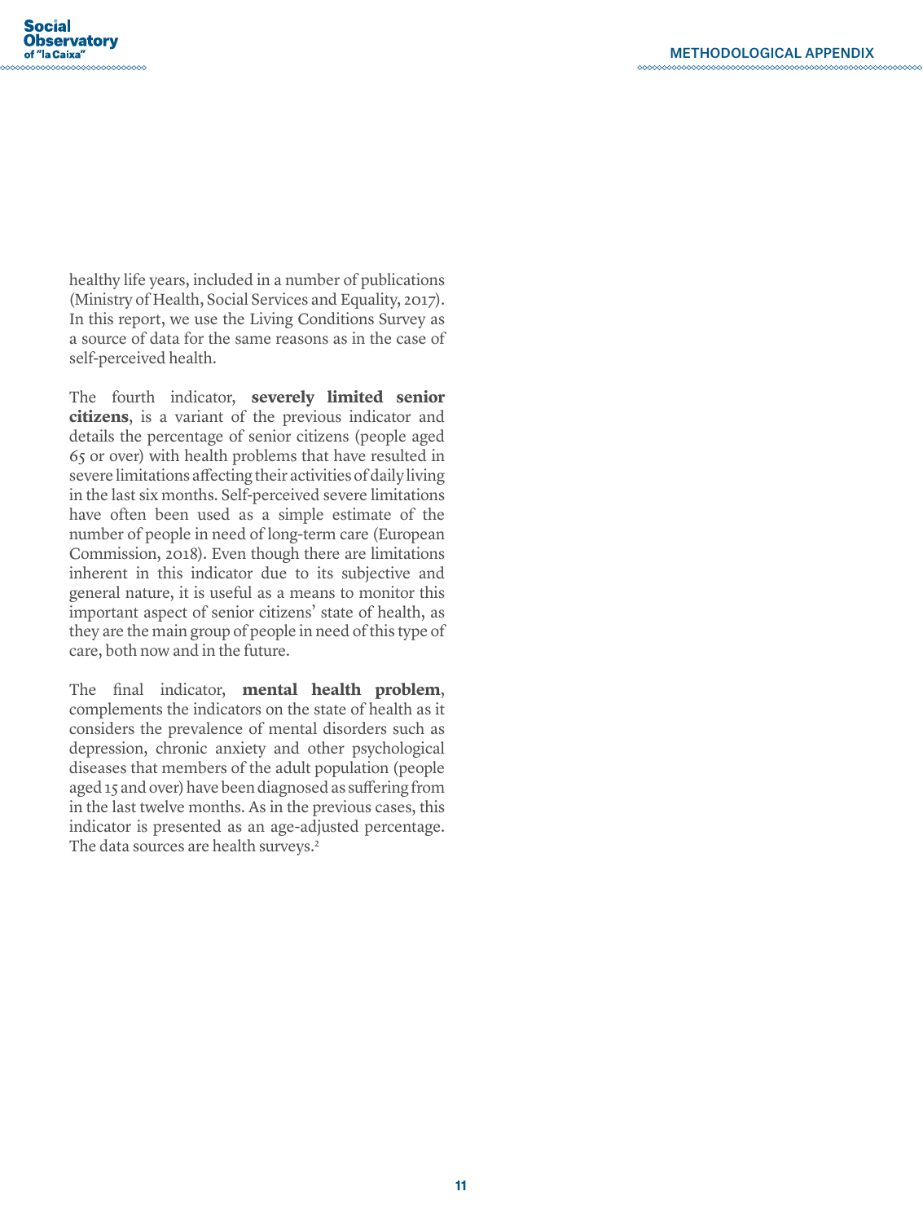healthy life years, included in a number of publications (Ministry of Health, Social Services and Equality, 2017). In this report, we use the Living Conditions Survey as a source of data for the same reasons as in the case of self-perceived health.

The fourth indicator, **severely limited senior citizens**, is a variant of the previous indicator and details the percentage of senior citizens (people aged 65 or over) with health problems that have resulted in severe limitations affecting their activities of daily living in the last six months. Self-perceived severe limitations have often been used as a simple estimate of the number of people in need of long-term care (European Commission, 2018). Even though there are limitations inherent in this indicator due to its subjective and general nature, it is useful as a means to monitor this important aspect of senior citizens' state of health, as they are the main group of people in need of this type of care, both now and in the future.

The final indicator, **mental health problem**, complements the indicators on the state of health as it considers the prevalence of mental disorders such as depression, chronic anxiety and other psychological diseases that members of the adult population (people aged 15 and over) have been diagnosed as suffering from in the last twelve months. As in the previous cases, this indicator is presented as an age-adjusted percentage. The data sources are health surveys.[2]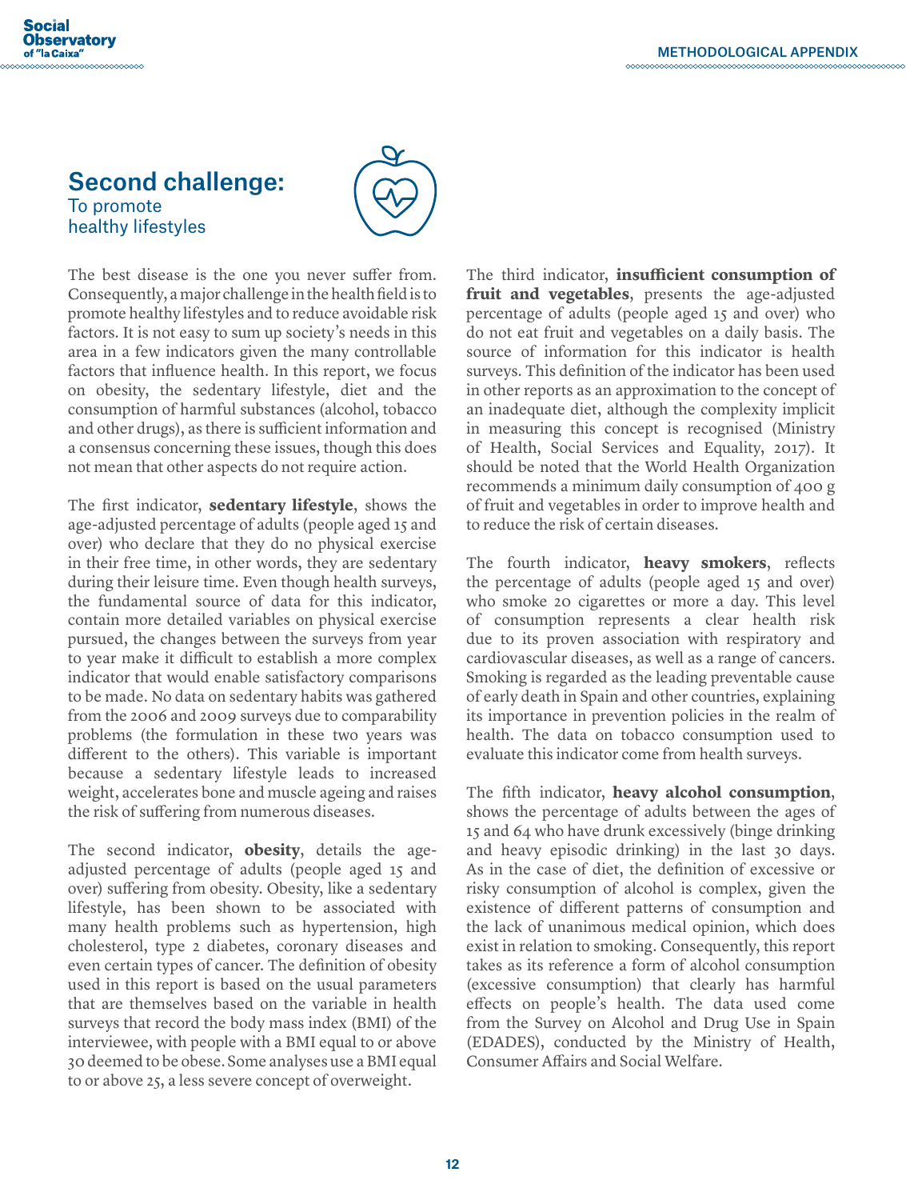## Second challenge:
### To promote healthy lifestyles

The best disease is the one you never suffer from. Consequently, a major challenge in the health field is to promote healthy lifestyles and to reduce avoidable risk factors. It is not easy to sum up society's needs in this area in a few indicators given the many controllable factors that influence health. In this report, we focus on obesity, the sedentary lifestyle, diet and the consumption of harmful substances (alcohol, tobacco and other drugs), as there is sufficient information and a consensus concerning these issues, though this does not mean that other aspects do not require action.

The first indicator, **sedentary lifestyle**, shows the age-adjusted percentage of adults (people aged 15 and over) who declare that they do no physical exercise in their free time, in other words, they are sedentary during their leisure time. Even though health surveys, the fundamental source of data for this indicator, contain more detailed variables on physical exercise pursued, the changes between the surveys from year to year make it difficult to establish a more complex indicator that would enable satisfactory comparisons to be made. No data on sedentary habits was gathered from the 2006 and 2009 surveys due to comparability problems (the formulation in these two years was different to the others). This variable is important because a sedentary lifestyle leads to increased weight, accelerates bone and muscle ageing and raises the risk of suffering from numerous diseases.

The second indicator, **obesity**, details the age-adjusted percentage of adults (people aged 15 and over) suffering from obesity. Obesity, like a sedentary lifestyle, has been shown to be associated with many health problems such as hypertension, high cholesterol, type 2 diabetes, coronary diseases and even certain types of cancer. The definition of obesity used in this report is based on the usual parameters that are themselves based on the variable in health surveys that record the body mass index (BMI) of the interviewee, with people with a BMI equal to or above 30 deemed to be obese. Some analyses use a BMI equal to or above 25, a less severe concept of overweight.

The third indicator, **insufficient consumption of fruit and vegetables**, presents the age-adjusted percentage of adults (people aged 15 and over) who do not eat fruit and vegetables on a daily basis. The source of information for this indicator is health surveys. This definition of the indicator has been used in other reports as an approximation to the concept of an inadequate diet, although the complexity implicit in measuring this concept is recognised (Ministry of Health, Social Services and Equality, 2017). It should be noted that the World Health Organization recommends a minimum daily consumption of 400 g of fruit and vegetables in order to improve health and to reduce the risk of certain diseases.

The fourth indicator, **heavy smokers**, reflects the percentage of adults (people aged 15 and over) who smoke 20 cigarettes or more a day. This level of consumption represents a clear health risk due to its proven association with respiratory and cardiovascular diseases, as well as a range of cancers. Smoking is regarded as the leading preventable cause of early death in Spain and other countries, explaining its importance in prevention policies in the realm of health. The data on tobacco consumption used to evaluate this indicator come from health surveys.

The fifth indicator, **heavy alcohol consumption**, shows the percentage of adults between the ages of 15 and 64 who have drunk excessively (binge drinking and heavy episodic drinking) in the last 30 days. As in the case of diet, the definition of excessive or risky consumption of alcohol is complex, given the existence of different patterns of consumption and the lack of unanimous medical opinion, which does exist in relation to smoking. Consequently, this report takes as its reference a form of alcohol consumption (excessive consumption) that clearly has harmful effects on people's health. The data used come from the Survey on Alcohol and Drug Use in Spain (EDADES), conducted by the Ministry of Health, Consumer Affairs and Social Welfare.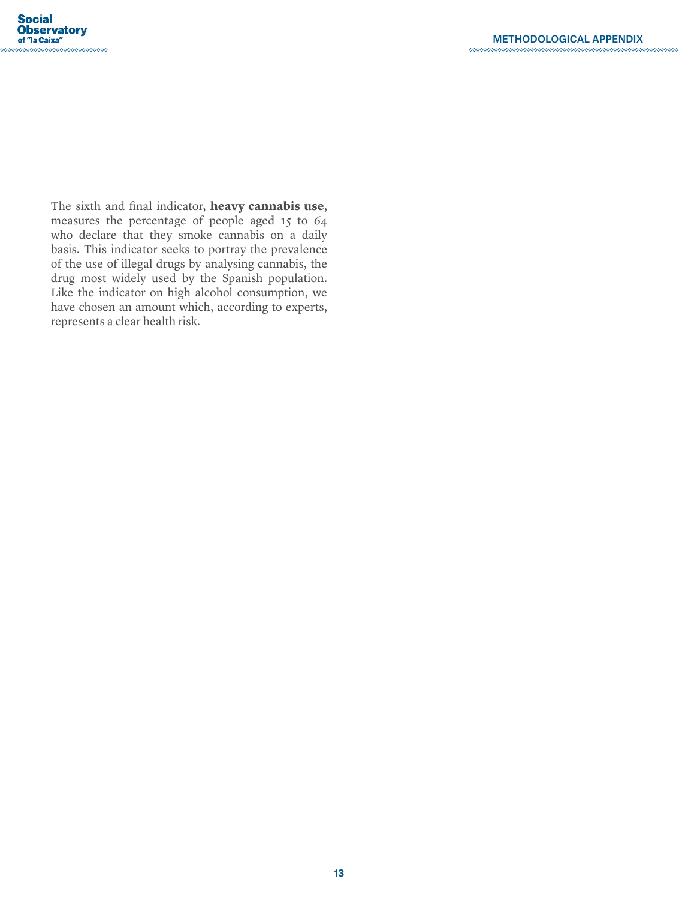The sixth and final indicator, **heavy cannabis use**, measures the percentage of people aged 15 to 64 who declare that they smoke cannabis on a daily basis. This indicator seeks to portray the prevalence of the use of illegal drugs by analysing cannabis, the drug most widely used by the Spanish population. Like the indicator on high alcohol consumption, we have chosen an amount which, according to experts, represents a clear health risk.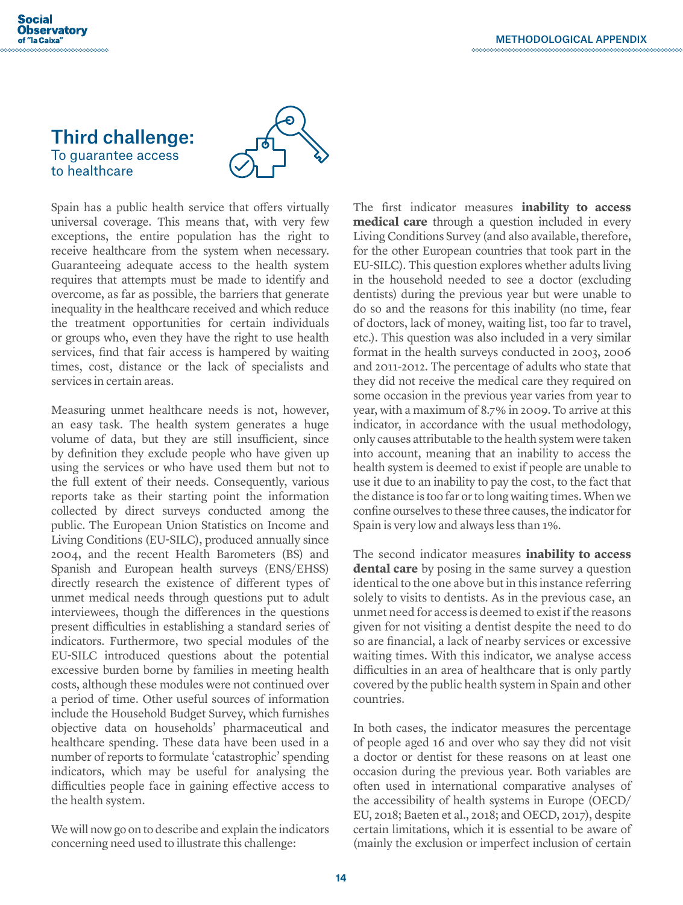## Third challenge:

To guarantee access to healthcare

Spain has a public health service that offers virtually universal coverage. This means that, with very few exceptions, the entire population has the right to receive healthcare from the system when necessary. Guaranteeing adequate access to the health system requires that attempts must be made to identify and overcome, as far as possible, the barriers that generate inequality in the healthcare received and which reduce the treatment opportunities for certain individuals or groups who, even they have the right to use health services, find that fair access is hampered by waiting times, cost, distance or the lack of specialists and services in certain areas.

Measuring unmet healthcare needs is not, however, an easy task. The health system generates a huge volume of data, but they are still insufficient, since by definition they exclude people who have given up using the services or who have used them but not to the full extent of their needs. Consequently, various reports take as their starting point the information collected by direct surveys conducted among the public. The European Union Statistics on Income and Living Conditions (EU-SILC), produced annually since 2004, and the recent Health Barometers (BS) and Spanish and European health surveys (ENS/EHSS) directly research the existence of different types of unmet medical needs through questions put to adult interviewees, though the differences in the questions present difficulties in establishing a standard series of indicators. Furthermore, two special modules of the EU-SILC introduced questions about the potential excessive burden borne by families in meeting health costs, although these modules were not continued over a period of time. Other useful sources of information include the Household Budget Survey, which furnishes objective data on households' pharmaceutical and healthcare spending. These data have been used in a number of reports to formulate 'catastrophic' spending indicators, which may be useful for analysing the difficulties people face in gaining effective access to the health system.

We will now go on to describe and explain the indicators concerning need used to illustrate this challenge:

The first indicator measures **inability to access medical care** through a question included in every Living Conditions Survey (and also available, therefore, for the other European countries that took part in the EU-SILC). This question explores whether adults living in the household needed to see a doctor (excluding dentists) during the previous year but were unable to do so and the reasons for this inability (no time, fear of doctors, lack of money, waiting list, too far to travel, etc.). This question was also included in a very similar format in the health surveys conducted in 2003, 2006 and 2011-2012. The percentage of adults who state that they did not receive the medical care they required on some occasion in the previous year varies from year to year, with a maximum of 8.7% in 2009. To arrive at this indicator, in accordance with the usual methodology, only causes attributable to the health system were taken into account, meaning that an inability to access the health system is deemed to exist if people are unable to use it due to an inability to pay the cost, to the fact that the distance is too far or to long waiting times. When we confine ourselves to these three causes, the indicator for Spain is very low and always less than 1%.

The second indicator measures **inability to access dental care** by posing in the same survey a question identical to the one above but in this instance referring solely to visits to dentists. As in the previous case, an unmet need for access is deemed to exist if the reasons given for not visiting a dentist despite the need to do so are financial, a lack of nearby services or excessive waiting times. With this indicator, we analyse access difficulties in an area of healthcare that is only partly covered by the public health system in Spain and other countries.

In both cases, the indicator measures the percentage of people aged 16 and over who say they did not visit a doctor or dentist for these reasons on at least one occasion during the previous year. Both variables are often used in international comparative analyses of the accessibility of health systems in Europe (OECD/EU, 2018; Baeten et al., 2018; and OECD, 2017), despite certain limitations, which it is essential to be aware of (mainly the exclusion or imperfect inclusion of certain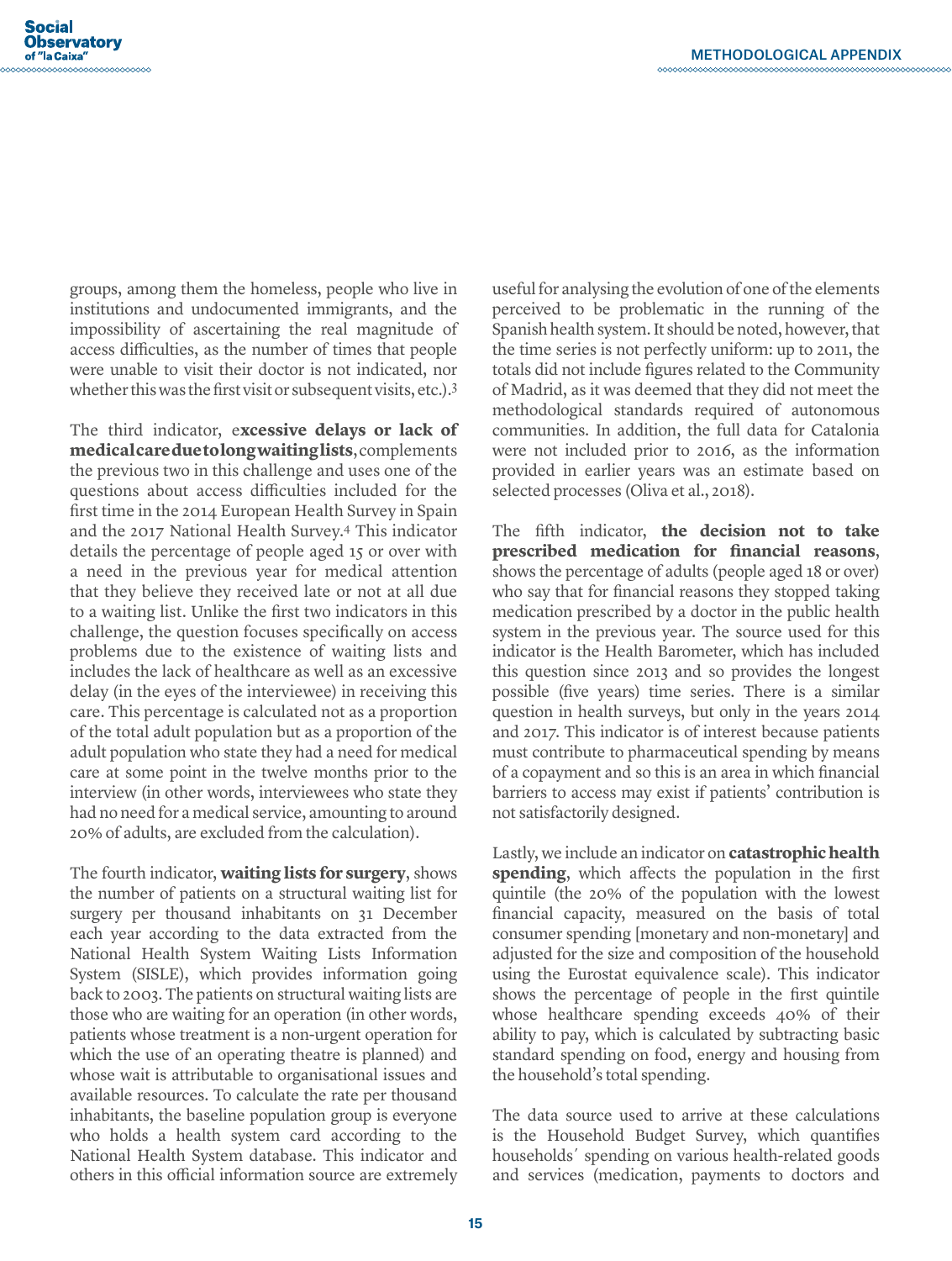groups, among them the homeless, people who live in institutions and undocumented immigrants, and the impossibility of ascertaining the real magnitude of access difficulties, as the number of times that people were unable to visit their doctor is not indicated, nor whether this was the first visit or subsequent visits, etc.).[3]

The third indicator, e**xcessive delays or lack of medical care due to long waiting lists**, complements the previous two in this challenge and uses one of the questions about access difficulties included for the first time in the 2014 European Health Survey in Spain and the 2017 National Health Survey.[4] This indicator details the percentage of people aged 15 or over with a need in the previous year for medical attention that they believe they received late or not at all due to a waiting list. Unlike the first two indicators in this challenge, the question focuses specifically on access problems due to the existence of waiting lists and includes the lack of healthcare as well as an excessive delay (in the eyes of the interviewee) in receiving this care. This percentage is calculated not as a proportion of the total adult population but as a proportion of the adult population who state they had a need for medical care at some point in the twelve months prior to the interview (in other words, interviewees who state they had no need for a medical service, amounting to around 20% of adults, are excluded from the calculation).

The fourth indicator, **waiting lists for surgery**, shows the number of patients on a structural waiting list for surgery per thousand inhabitants on 31 December each year according to the data extracted from the National Health System Waiting Lists Information System (SISLE), which provides information going back to 2003. The patients on structural waiting lists are those who are waiting for an operation (in other words, patients whose treatment is a non-urgent operation for which the use of an operating theatre is planned) and whose wait is attributable to organisational issues and available resources. To calculate the rate per thousand inhabitants, the baseline population group is everyone who holds a health system card according to the National Health System database. This indicator and others in this official information source are extremely useful for analysing the evolution of one of the elements perceived to be problematic in the running of the Spanish health system. It should be noted, however, that the time series is not perfectly uniform: up to 2011, the totals did not include figures related to the Community of Madrid, as it was deemed that they did not meet the methodological standards required of autonomous communities. In addition, the full data for Catalonia were not included prior to 2016, as the information provided in earlier years was an estimate based on selected processes (Oliva et al., 2018).

The fifth indicator, **the decision not to take prescribed medication for financial reasons**, shows the percentage of adults (people aged 18 or over) who say that for financial reasons they stopped taking medication prescribed by a doctor in the public health system in the previous year. The source used for this indicator is the Health Barometer, which has included this question since 2013 and so provides the longest possible (five years) time series. There is a similar question in health surveys, but only in the years 2014 and 2017. This indicator is of interest because patients must contribute to pharmaceutical spending by means of a copayment and so this is an area in which financial barriers to access may exist if patients' contribution is not satisfactorily designed.

Lastly, we include an indicator on **catastrophic health spending**, which affects the population in the first quintile (the 20% of the population with the lowest financial capacity, measured on the basis of total consumer spending [monetary and non-monetary] and adjusted for the size and composition of the household using the Eurostat equivalence scale). This indicator shows the percentage of people in the first quintile whose healthcare spending exceeds 40% of their ability to pay, which is calculated by subtracting basic standard spending on food, energy and housing from the household's total spending.

The data source used to arrive at these calculations is the Household Budget Survey, which quantifies households´ spending on various health-related goods and services (medication, payments to doctors and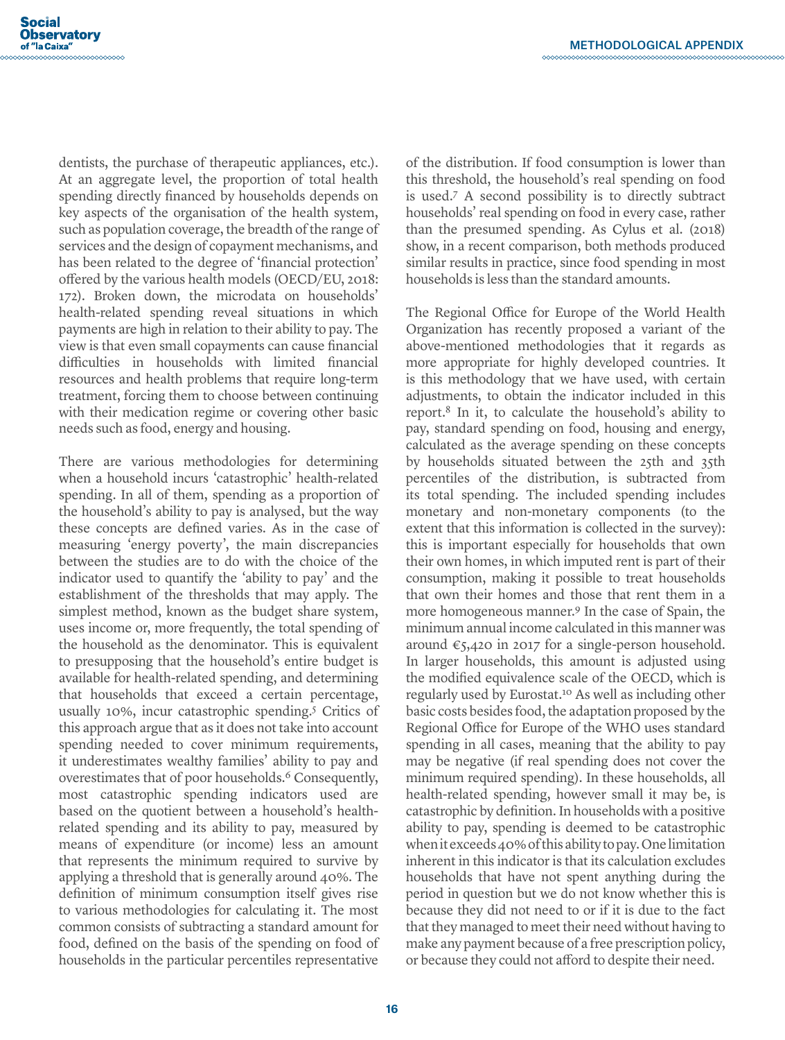dentists, the purchase of therapeutic appliances, etc.). At an aggregate level, the proportion of total health spending directly financed by households depends on key aspects of the organisation of the health system, such as population coverage, the breadth of the range of services and the design of copayment mechanisms, and has been related to the degree of 'financial protection' offered by the various health models (OECD/EU, 2018: 172). Broken down, the microdata on households' health-related spending reveal situations in which payments are high in relation to their ability to pay. The view is that even small copayments can cause financial difficulties in households with limited financial resources and health problems that require long-term treatment, forcing them to choose between continuing with their medication regime or covering other basic needs such as food, energy and housing.

There are various methodologies for determining when a household incurs 'catastrophic' health-related spending. In all of them, spending as a proportion of the household's ability to pay is analysed, but the way these concepts are defined varies. As in the case of measuring 'energy poverty', the main discrepancies between the studies are to do with the choice of the indicator used to quantify the 'ability to pay' and the establishment of the thresholds that may apply. The simplest method, known as the budget share system, uses income or, more frequently, the total spending of the household as the denominator. This is equivalent to presupposing that the household's entire budget is available for health-related spending, and determining that households that exceed a certain percentage, usually 10%, incur catastrophic spending.[5] Critics of this approach argue that as it does not take into account spending needed to cover minimum requirements, it underestimates wealthy families' ability to pay and overestimates that of poor households.[6] Consequently, most catastrophic spending indicators used are based on the quotient between a household's health-related spending and its ability to pay, measured by means of expenditure (or income) less an amount that represents the minimum required to survive by applying a threshold that is generally around 40%. The definition of minimum consumption itself gives rise to various methodologies for calculating it. The most common consists of subtracting a standard amount for food, defined on the basis of the spending on food of households in the particular percentiles representative of the distribution. If food consumption is lower than this threshold, the household's real spending on food is used.[7] A second possibility is to directly subtract households' real spending on food in every case, rather than the presumed spending. As Cylus et al. (2018) show, in a recent comparison, both methods produced similar results in practice, since food spending in most households is less than the standard amounts.

The Regional Office for Europe of the World Health Organization has recently proposed a variant of the above-mentioned methodologies that it regards as more appropriate for highly developed countries. It is this methodology that we have used, with certain adjustments, to obtain the indicator included in this report.[8] In it, to calculate the household's ability to pay, standard spending on food, housing and energy, calculated as the average spending on these concepts by households situated between the 25th and 35th percentiles of the distribution, is subtracted from its total spending. The included spending includes monetary and non-monetary components (to the extent that this information is collected in the survey): this is important especially for households that own their own homes, in which imputed rent is part of their consumption, making it possible to treat households that own their homes and those that rent them in a more homogeneous manner.[9] In the case of Spain, the minimum annual income calculated in this manner was around €5,420 in 2017 for a single-person household. In larger households, this amount is adjusted using the modified equivalence scale of the OECD, which is regularly used by Eurostat.[10] As well as including other basic costs besides food, the adaptation proposed by the Regional Office for Europe of the WHO uses standard spending in all cases, meaning that the ability to pay may be negative (if real spending does not cover the minimum required spending). In these households, all health-related spending, however small it may be, is catastrophic by definition. In households with a positive ability to pay, spending is deemed to be catastrophic when it exceeds 40% of this ability to pay. One limitation inherent in this indicator is that its calculation excludes households that have not spent anything during the period in question but we do not know whether this is because they did not need to or if it is due to the fact that they managed to meet their need without having to make any payment because of a free prescription policy, or because they could not afford to despite their need.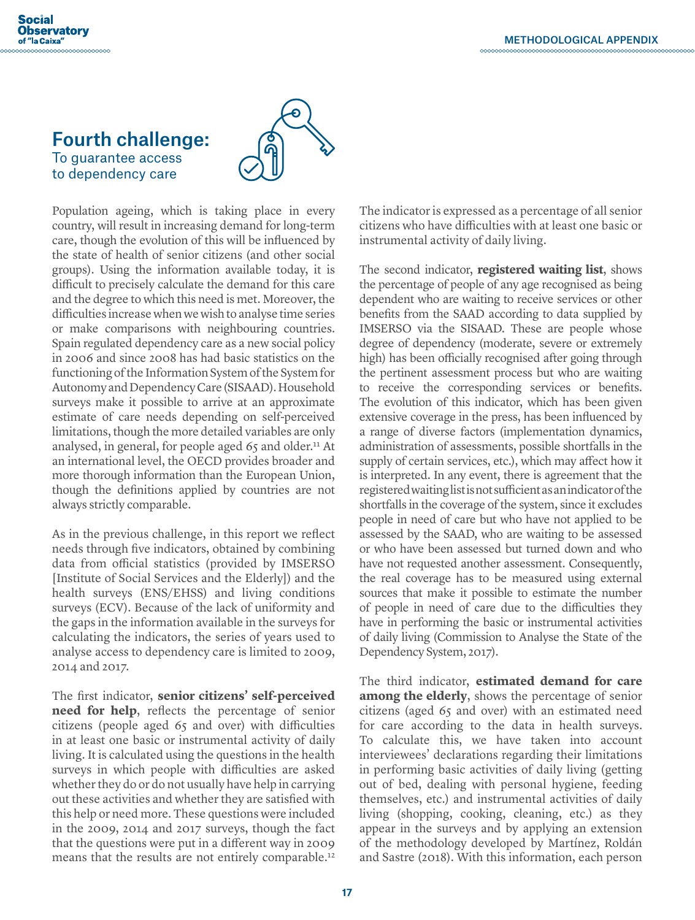## Fourth challenge:

To guarantee access to dependency care

Population ageing, which is taking place in every country, will result in increasing demand for long-term care, though the evolution of this will be influenced by the state of health of senior citizens (and other social groups). Using the information available today, it is difficult to precisely calculate the demand for this care and the degree to which this need is met. Moreover, the difficulties increase when we wish to analyse time series or make comparisons with neighbouring countries. Spain regulated dependency care as a new social policy in 2006 and since 2008 has had basic statistics on the functioning of the Information System of the System for Autonomy and Dependency Care (SISAAD). Household surveys make it possible to arrive at an approximate estimate of care needs depending on self-perceived limitations, though the more detailed variables are only analysed, in general, for people aged 65 and older.[11] At an international level, the OECD provides broader and more thorough information than the European Union, though the definitions applied by countries are not always strictly comparable.

As in the previous challenge, in this report we reflect needs through five indicators, obtained by combining data from official statistics (provided by IMSERSO [Institute of Social Services and the Elderly]) and the health surveys (ENS/EHSS) and living conditions surveys (ECV). Because of the lack of uniformity and the gaps in the information available in the surveys for calculating the indicators, the series of years used to analyse access to dependency care is limited to 2009, 2014 and 2017.

The first indicator, **senior citizens' self-perceived need for help**, reflects the percentage of senior citizens (people aged 65 and over) with difficulties in at least one basic or instrumental activity of daily living. It is calculated using the questions in the health surveys in which people with difficulties are asked whether they do or do not usually have help in carrying out these activities and whether they are satisfied with this help or need more. These questions were included in the 2009, 2014 and 2017 surveys, though the fact that the questions were put in a different way in 2009 means that the results are not entirely comparable.[12]

The indicator is expressed as a percentage of all senior citizens who have difficulties with at least one basic or instrumental activity of daily living.

The second indicator, **registered waiting list**, shows the percentage of people of any age recognised as being dependent who are waiting to receive services or other benefits from the SAAD according to data supplied by IMSERSO via the SISAAD. These are people whose degree of dependency (moderate, severe or extremely high) has been officially recognised after going through the pertinent assessment process but who are waiting to receive the corresponding services or benefits. The evolution of this indicator, which has been given extensive coverage in the press, has been influenced by a range of diverse factors (implementation dynamics, administration of assessments, possible shortfalls in the supply of certain services, etc.), which may affect how it is interpreted. In any event, there is agreement that the registered waiting list is not sufficient as an indicator of the shortfalls in the coverage of the system, since it excludes people in need of care but who have not applied to be assessed by the SAAD, who are waiting to be assessed or who have been assessed but turned down and who have not requested another assessment. Consequently, the real coverage has to be measured using external sources that make it possible to estimate the number of people in need of care due to the difficulties they have in performing the basic or instrumental activities of daily living (Commission to Analyse the State of the Dependency System, 2017).

The third indicator, **estimated demand for care among the elderly**, shows the percentage of senior citizens (aged 65 and over) with an estimated need for care according to the data in health surveys. To calculate this, we have taken into account interviewees' declarations regarding their limitations in performing basic activities of daily living (getting out of bed, dealing with personal hygiene, feeding themselves, etc.) and instrumental activities of daily living (shopping, cooking, cleaning, etc.) as they appear in the surveys and by applying an extension of the methodology developed by Martínez, Roldán and Sastre (2018). With this information, each person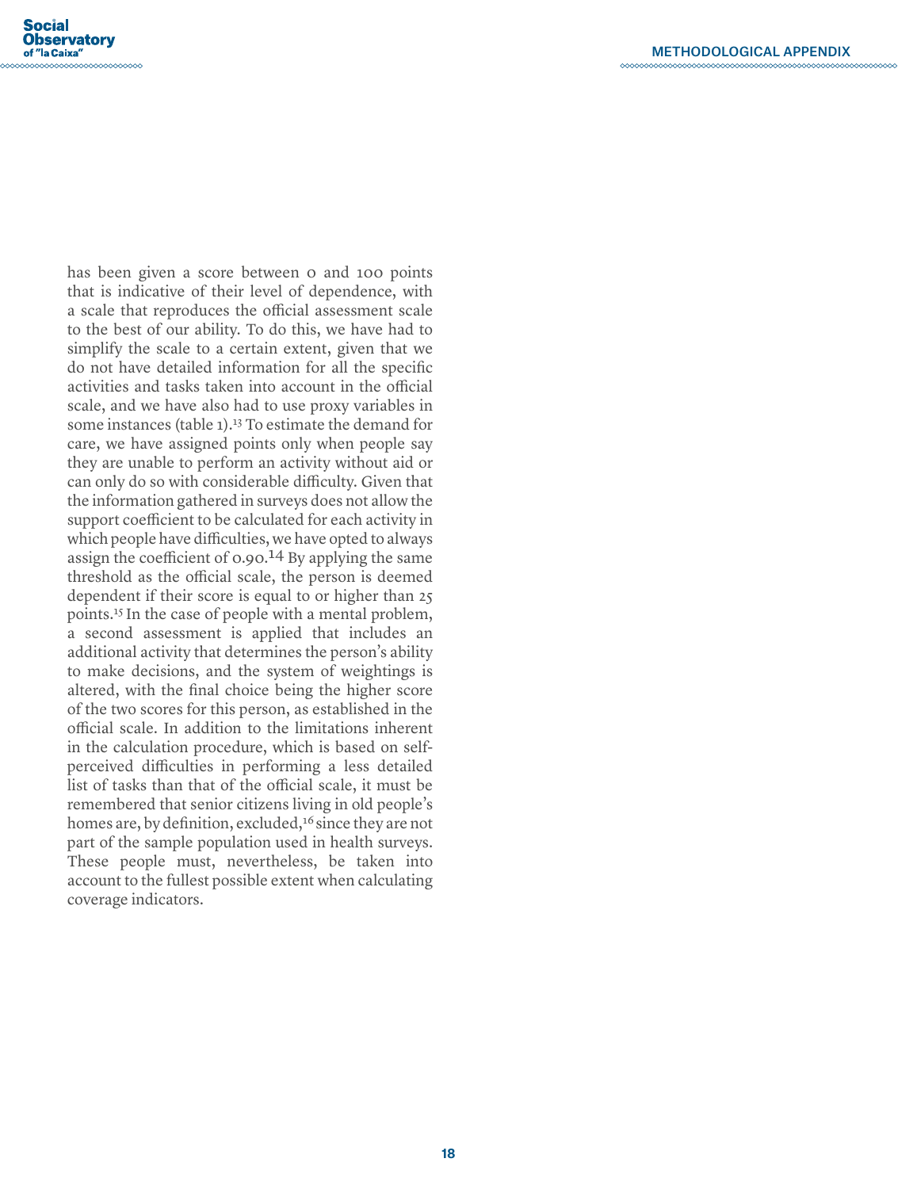has been given a score between 0 and 100 points that is indicative of their level of dependence, with a scale that reproduces the official assessment scale to the best of our ability. To do this, we have had to simplify the scale to a certain extent, given that we do not have detailed information for all the specific activities and tasks taken into account in the official scale, and we have also had to use proxy variables in some instances (table 1).[13] To estimate the demand for care, we have assigned points only when people say they are unable to perform an activity without aid or can only do so with considerable difficulty. Given that the information gathered in surveys does not allow the support coefficient to be calculated for each activity in which people have difficulties, we have opted to always assign the coefficient of 0.90.[14] By applying the same threshold as the official scale, the person is deemed dependent if their score is equal to or higher than 25 points.[15] In the case of people with a mental problem, a second assessment is applied that includes an additional activity that determines the person's ability to make decisions, and the system of weightings is altered, with the final choice being the higher score of the two scores for this person, as established in the official scale. In addition to the limitations inherent in the calculation procedure, which is based on self-perceived difficulties in performing a less detailed list of tasks than that of the official scale, it must be remembered that senior citizens living in old people's homes are, by definition, excluded,[16] since they are not part of the sample population used in health surveys. These people must, nevertheless, be taken into account to the fullest possible extent when calculating coverage indicators.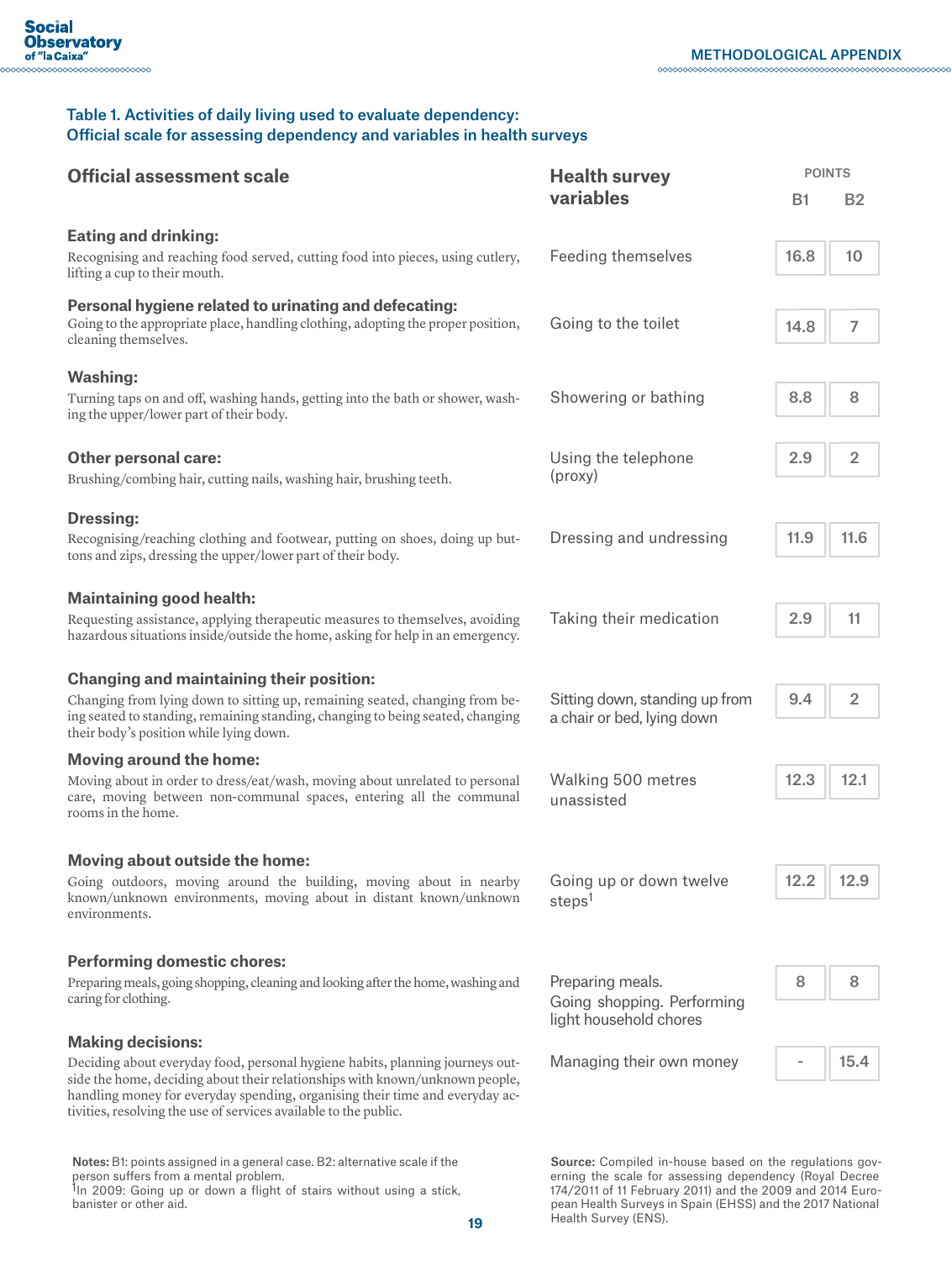### Table 1. Activities of daily living used to evaluate dependency: Official scale for assessing dependency and variables in health surveys

| Official assessment scale | Health survey variables | POINTS B1 | POINTS B2 |
|---|---|---|---|
| **Eating and drinking:** Recognising and reaching food served, cutting food into pieces, using cutlery, lifting a cup to their mouth. | Feeding themselves | 16.8 | 10 |
| **Personal hygiene related to urinating and defecating:** Going to the appropriate place, handling clothing, adopting the proper position, cleaning themselves. | Going to the toilet | 14.8 | 7 |
| **Washing:** Turning taps on and off, washing hands, getting into the bath or shower, washing the upper/lower part of their body. | Showering or bathing | 8.8 | 8 |
| **Other personal care:** Brushing/combing hair, cutting nails, washing hair, brushing teeth. | Using the telephone (proxy) | 2.9 | 2 |
| **Dressing:** Recognising/reaching clothing and footwear, putting on shoes, doing up buttons and zips, dressing the upper/lower part of their body. | Dressing and undressing | 11.9 | 11.6 |
| **Maintaining good health:** Requesting assistance, applying therapeutic measures to themselves, avoiding hazardous situations inside/outside the home, asking for help in an emergency. | Taking their medication | 2.9 | 11 |
| **Changing and maintaining their position:** Changing from lying down to sitting up, remaining seated, changing from being seated to standing, remaining standing, changing to being seated, changing their body's position while lying down. | Sitting down, standing up from a chair or bed, lying down | 9.4 | 2 |
| **Moving around the home:** Moving about in order to dress/eat/wash, moving about unrelated to personal care, moving between non-communal spaces, entering all the communal rooms in the home. | Walking 500 metres unassisted | 12.3 | 12.1 |
| **Moving about outside the home:** Going outdoors, moving around the building, moving about in nearby known/unknown environments, moving about in distant known/unknown environments. | Going up or down twelve steps[1] | 12.2 | 12.9 |
| **Performing domestic chores:** Preparing meals, going shopping, cleaning and looking after the home, washing and caring for clothing. | Preparing meals. Going shopping. Performing light household chores | 8 | 8 |
| **Making decisions:** Deciding about everyday food, personal hygiene habits, planning journeys outside the home, deciding about their relationships with known/unknown people, handling money for everyday spending, organising their time and everyday activities, resolving the use of services available to the public. | Managing their own money | - | 15.4 |

**Notes:** B1: points assigned in a general case. B2: alternative scale if the person suffers from a mental problem.
[1]In 2009: Going up or down a flight of stairs without using a stick, banister or other aid.

**Source:** Compiled in-house based on the regulations governing the scale for assessing dependency (Royal Decree 174/2011 of 11 February 2011) and the 2009 and 2014 European Health Surveys in Spain (EHSS) and the 2017 National Health Survey (ENS).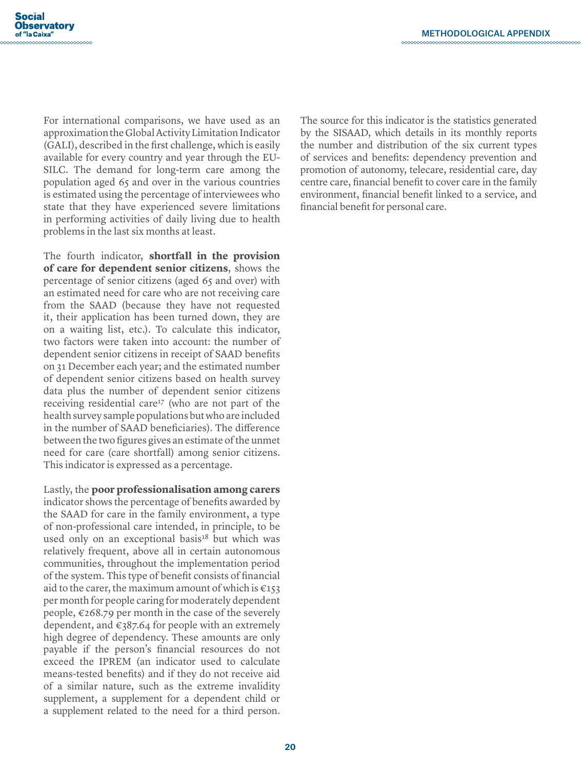For international comparisons, we have used as an approximation the Global Activity Limitation Indicator (GALI), described in the first challenge, which is easily available for every country and year through the EU-SILC. The demand for long-term care among the population aged 65 and over in the various countries is estimated using the percentage of interviewees who state that they have experienced severe limitations in performing activities of daily living due to health problems in the last six months at least.

The fourth indicator, **shortfall in the provision of care for dependent senior citizens**, shows the percentage of senior citizens (aged 65 and over) with an estimated need for care who are not receiving care from the SAAD (because they have not requested it, their application has been turned down, they are on a waiting list, etc.). To calculate this indicator, two factors were taken into account: the number of dependent senior citizens in receipt of SAAD benefits on 31 December each year; and the estimated number of dependent senior citizens based on health survey data plus the number of dependent senior citizens receiving residential care[17] (who are not part of the health survey sample populations but who are included in the number of SAAD beneficiaries). The difference between the two figures gives an estimate of the unmet need for care (care shortfall) among senior citizens. This indicator is expressed as a percentage.

Lastly, the **poor professionalisation among carers** indicator shows the percentage of benefits awarded by the SAAD for care in the family environment, a type of non-professional care intended, in principle, to be used only on an exceptional basis[18] but which was relatively frequent, above all in certain autonomous communities, throughout the implementation period of the system. This type of benefit consists of financial aid to the carer, the maximum amount of which is €153 per month for people caring for moderately dependent people, €268.79 per month in the case of the severely dependent, and €387.64 for people with an extremely high degree of dependency. These amounts are only payable if the person's financial resources do not exceed the IPREM (an indicator used to calculate means-tested benefits) and if they do not receive aid of a similar nature, such as the extreme invalidity supplement, a supplement for a dependent child or a supplement related to the need for a third person. The source for this indicator is the statistics generated by the SISAAD, which details in its monthly reports the number and distribution of the six current types of services and benefits: dependency prevention and promotion of autonomy, telecare, residential care, day centre care, financial benefit to cover care in the family environment, financial benefit linked to a service, and financial benefit for personal care.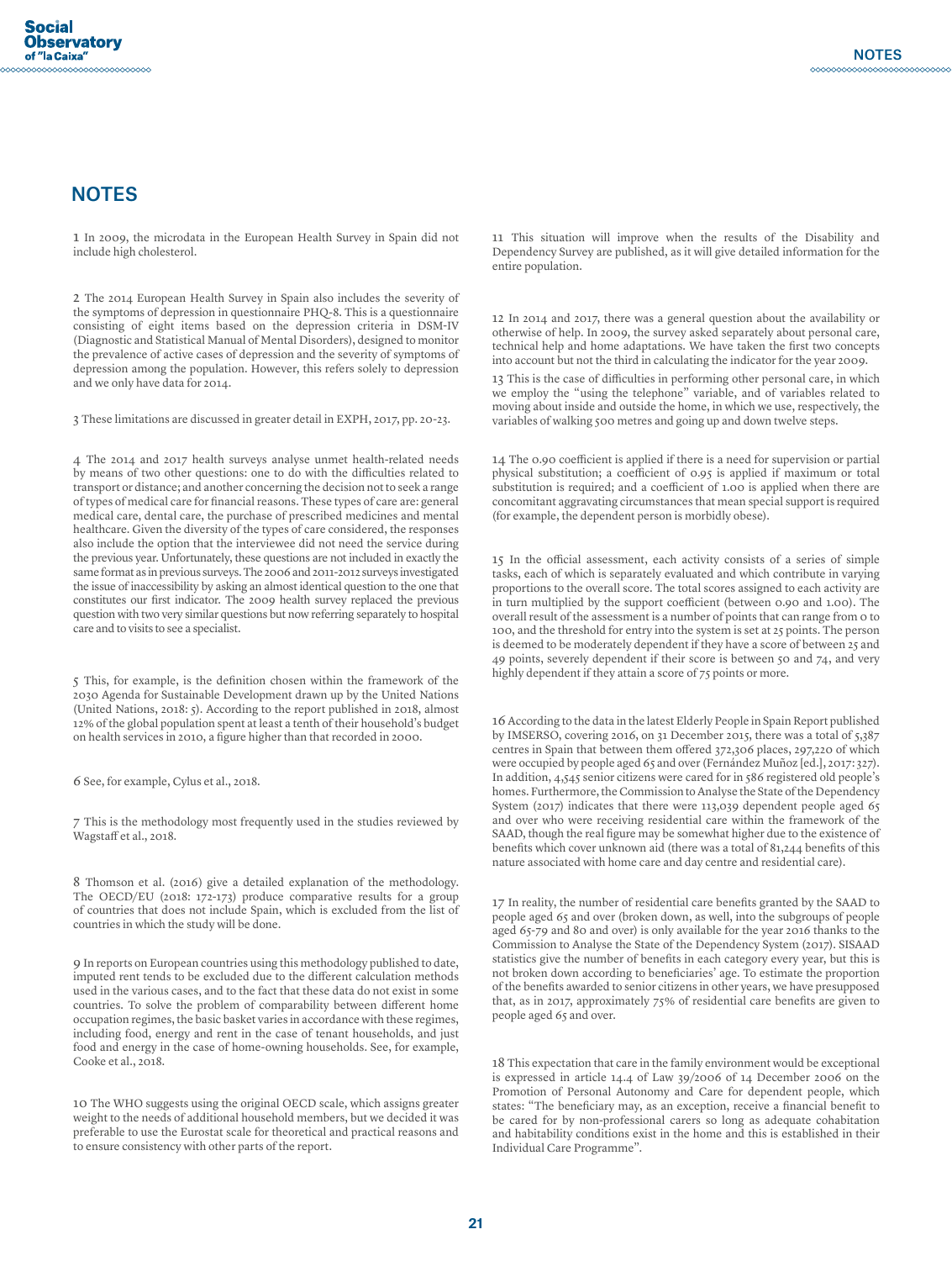# NOTES

1 In 2009, the microdata in the European Health Survey in Spain did not include high cholesterol.

2 The 2014 European Health Survey in Spain also includes the severity of the symptoms of depression in questionnaire PHQ-8. This is a questionnaire consisting of eight items based on the depression criteria in DSM-IV (Diagnostic and Statistical Manual of Mental Disorders), designed to monitor the prevalence of active cases of depression and the severity of symptoms of depression among the population. However, this refers solely to depression and we only have data for 2014.

3 These limitations are discussed in greater detail in EXPH, 2017, pp. 20-23.

4 The 2014 and 2017 health surveys analyse unmet health-related needs by means of two other questions: one to do with the difficulties related to transport or distance; and another concerning the decision not to seek a range of types of medical care for financial reasons. These types of care are: general medical care, dental care, the purchase of prescribed medicines and mental healthcare. Given the diversity of the types of care considered, the responses also include the option that the interviewee did not need the service during the previous year. Unfortunately, these questions are not included in exactly the same format as in previous surveys. The 2006 and 2011-2012 surveys investigated the issue of inaccessibility by asking an almost identical question to the one that constitutes our first indicator. The 2009 health survey replaced the previous question with two very similar questions but now referring separately to hospital care and to visits to see a specialist.

5 This, for example, is the definition chosen within the framework of the 2030 Agenda for Sustainable Development drawn up by the United Nations (United Nations, 2018: 5). According to the report published in 2018, almost 12% of the global population spent at least a tenth of their household's budget on health services in 2010, a figure higher than that recorded in 2000.

6 See, for example, Cylus et al., 2018.

7 This is the methodology most frequently used in the studies reviewed by Wagstaff et al., 2018.

8 Thomson et al. (2016) give a detailed explanation of the methodology. The OECD/EU (2018: 172-173) produce comparative results for a group of countries that does not include Spain, which is excluded from the list of countries in which the study will be done.

9 In reports on European countries using this methodology published to date, imputed rent tends to be excluded due to the different calculation methods used in the various cases, and to the fact that these data do not exist in some countries. To solve the problem of comparability between different home occupation regimes, the basic basket varies in accordance with these regimes, including food, energy and rent in the case of tenant households, and just food and energy in the case of home-owning households. See, for example, Cooke et al., 2018.

10 The WHO suggests using the original OECD scale, which assigns greater weight to the needs of additional household members, but we decided it was preferable to use the Eurostat scale for theoretical and practical reasons and to ensure consistency with other parts of the report.

11 This situation will improve when the results of the Disability and Dependency Survey are published, as it will give detailed information for the entire population.

12 In 2014 and 2017, there was a general question about the availability or otherwise of help. In 2009, the survey asked separately about personal care, technical help and home adaptations. We have taken the first two concepts into account but not the third in calculating the indicator for the year 2009.

13 This is the case of difficulties in performing other personal care, in which we employ the "using the telephone" variable, and of variables related to moving about inside and outside the home, in which we use, respectively, the variables of walking 500 metres and going up and down twelve steps.

14 The 0.90 coefficient is applied if there is a need for supervision or partial physical substitution; a coefficient of 0.95 is applied if maximum or total substitution is required; and a coefficient of 1.00 is applied when there are concomitant aggravating circumstances that mean special support is required (for example, the dependent person is morbidly obese).

15 In the official assessment, each activity consists of a series of simple tasks, each of which is separately evaluated and which contribute in varying proportions to the overall score. The total scores assigned to each activity are in turn multiplied by the support coefficient (between 0.90 and 1.00). The overall result of the assessment is a number of points that can range from 0 to 100, and the threshold for entry into the system is set at 25 points. The person is deemed to be moderately dependent if they have a score of between 25 and 49 points, severely dependent if their score is between 50 and 74, and very highly dependent if they attain a score of 75 points or more.

16 According to the data in the latest Elderly People in Spain Report published by IMSERSO, covering 2016, on 31 December 2015, there was a total of 5,387 centres in Spain that between them offered 372,306 places, 297,220 of which were occupied by people aged 65 and over (Fernández Muñoz [ed.], 2017: 327). In addition, 4,545 senior citizens were cared for in 586 registered old people's homes. Furthermore, the Commission to Analyse the State of the Dependency System (2017) indicates that there were 113,039 dependent people aged 65 and over who were receiving residential care within the framework of the SAAD, though the real figure may be somewhat higher due to the existence of benefits which cover unknown aid (there was a total of 81,244 benefits of this nature associated with home care and day centre and residential care).

17 In reality, the number of residential care benefits granted by the SAAD to people aged 65 and over (broken down, as well, into the subgroups of people aged 65-79 and 80 and over) is only available for the year 2016 thanks to the Commission to Analyse the State of the Dependency System (2017). SISAAD statistics give the number of benefits in each category every year, but this is not broken down according to beneficiaries' age. To estimate the proportion of the benefits awarded to senior citizens in other years, we have presupposed that, as in 2017, approximately 75% of residential care benefits are given to people aged 65 and over.

18 This expectation that care in the family environment would be exceptional is expressed in article 14.4 of Law 39/2006 of 14 December 2006 on the Promotion of Personal Autonomy and Care for dependent people, which states: "The beneficiary may, as an exception, receive a financial benefit to be cared for by non-professional carers so long as adequate cohabitation and habitability conditions exist in the home and this is established in their Individual Care Programme".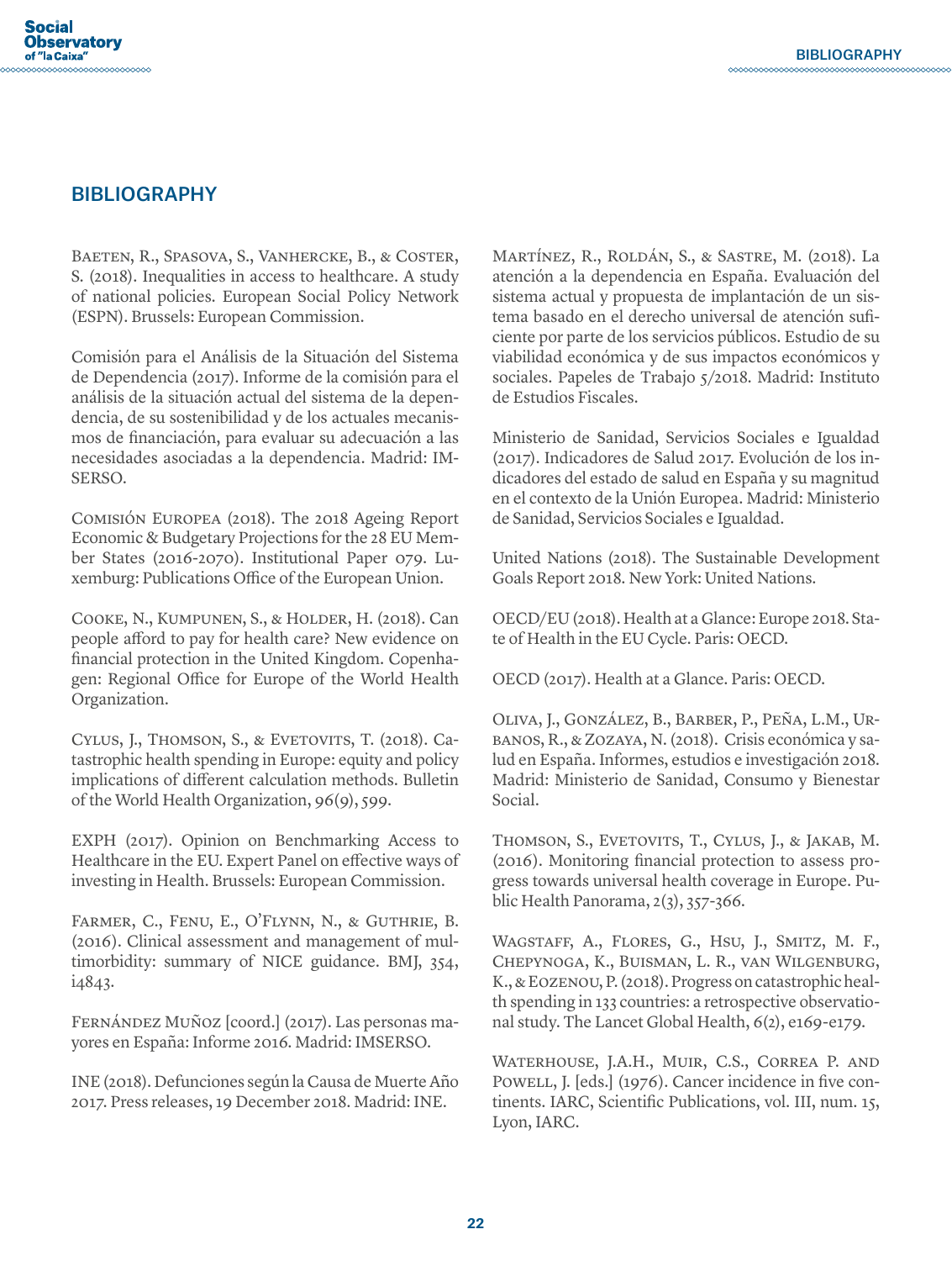## BIBLIOGRAPHY

Baeten, R., Spasova, S., Vanhercke, B., & Coster, S. (2018). Inequalities in access to healthcare. A study of national policies. European Social Policy Network (ESPN). Brussels: European Commission.

Comisión para el Análisis de la Situación del Sistema de Dependencia (2017). Informe de la comisión para el análisis de la situación actual del sistema de la dependencia, de su sostenibilidad y de los actuales mecanismos de financiación, para evaluar su adecuación a las necesidades asociadas a la dependencia. Madrid: IMSERSO.

Comisión Europea (2018). The 2018 Ageing Report Economic & Budgetary Projections for the 28 EU Member States (2016-2070). Institutional Paper 079. Luxemburg: Publications Office of the European Union.

Cooke, N., Kumpunen, S., & Holder, H. (2018). Can people afford to pay for health care? New evidence on financial protection in the United Kingdom. Copenhagen: Regional Office for Europe of the World Health Organization.

Cylus, J., Thomson, S., & Evetovits, T. (2018). Catastrophic health spending in Europe: equity and policy implications of different calculation methods. Bulletin of the World Health Organization, 96(9), 599.

EXPH (2017). Opinion on Benchmarking Access to Healthcare in the EU. Expert Panel on effective ways of investing in Health. Brussels: European Commission.

Farmer, C., Fenu, E., O'Flynn, N., & Guthrie, B. (2016). Clinical assessment and management of multimorbidity: summary of NICE guidance. BMJ, 354, i4843.

Fernández Muñoz [coord.] (2017). Las personas mayores en España: Informe 2016. Madrid: IMSERSO.

INE (2018). Defunciones según la Causa de Muerte Año 2017. Press releases, 19 December 2018. Madrid: INE.

Martínez, R., Roldán, S., & Sastre, M. (2018). La atención a la dependencia en España. Evaluación del sistema actual y propuesta de implantación de un sistema basado en el derecho universal de atención suficiente por parte de los servicios públicos. Estudio de su viabilidad económica y de sus impactos económicos y sociales. Papeles de Trabajo 5/2018. Madrid: Instituto de Estudios Fiscales.

Ministerio de Sanidad, Servicios Sociales e Igualdad (2017). Indicadores de Salud 2017. Evolución de los indicadores del estado de salud en España y su magnitud en el contexto de la Unión Europea. Madrid: Ministerio de Sanidad, Servicios Sociales e Igualdad.

United Nations (2018). The Sustainable Development Goals Report 2018. New York: United Nations.

OECD/EU (2018). Health at a Glance: Europe 2018. State of Health in the EU Cycle. Paris: OECD.

OECD (2017). Health at a Glance. Paris: OECD.

Oliva, J., González, B., Barber, P., Peña, L.M., Urbanos, R., & Zozaya, N. (2018). Crisis económica y salud en España. Informes, estudios e investigación 2018. Madrid: Ministerio de Sanidad, Consumo y Bienestar Social.

Thomson, S., Evetovits, T., Cylus, J., & Jakab, M. (2016). Monitoring financial protection to assess progress towards universal health coverage in Europe. Public Health Panorama, 2(3), 357-366.

Wagstaff, A., Flores, G., Hsu, J., Smitz, M. F., Chepynoga, K., Buisman, L. R., van Wilgenburg, K., & Eozenou, P. (2018). Progress on catastrophic health spending in 133 countries: a retrospective observational study. The Lancet Global Health, 6(2), e169-e179.

Waterhouse, J.A.H., Muir, C.S., Correa P. and Powell, J. [eds.] (1976). Cancer incidence in five continents. IARC, Scientific Publications, vol. III, num. 15, Lyon, IARC.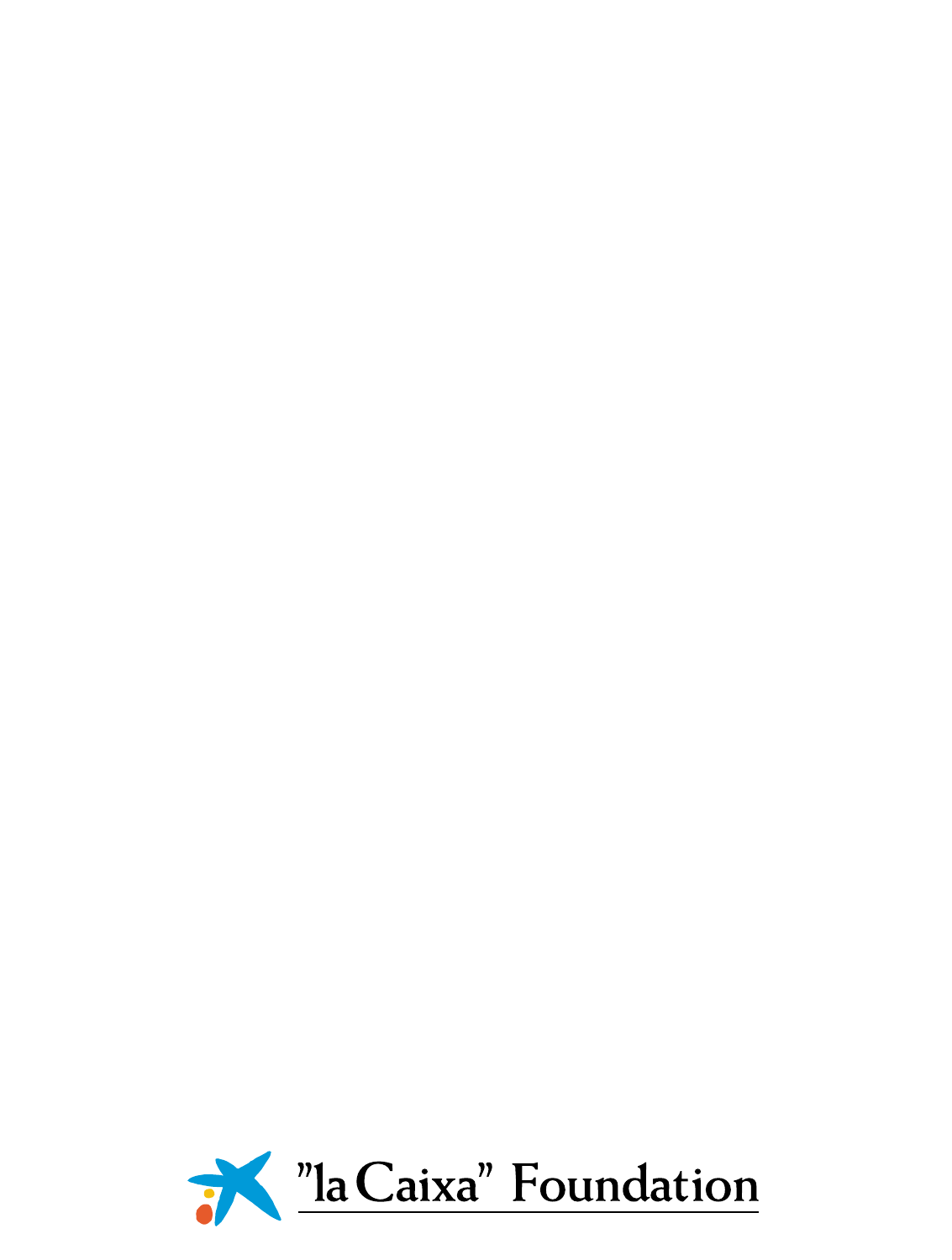"la Caixa" Foundation